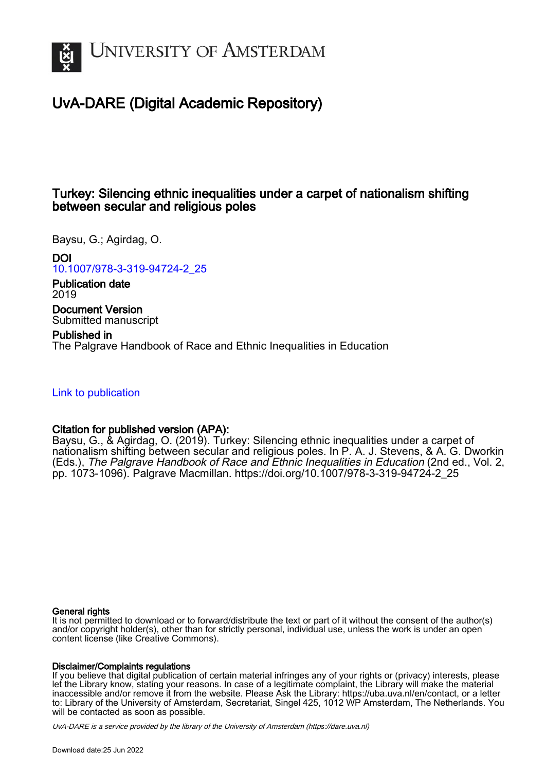# UNIVERSITY OF AMSTERDAM

## UvA-DARE (Digital Academic Repository)

### Turkey: Silencing ethnic inequalities under a carpet of nationalism shifting between secular and religious poles

Baysu, G.; Agirdag, O.

**DOI**
10.1007/978-3-319-94724-2_25

**Publication date**
2019

**Document Version**
Submitted manuscript

**Published in**
The Palgrave Handbook of Race and Ethnic Inequalities in Education

Link to publication

**Citation for published version (APA):**
Baysu, G., & Agirdag, O. (2019). Turkey: Silencing ethnic inequalities under a carpet of nationalism shifting between secular and religious poles. In P. A. J. Stevens, & A. G. Dworkin (Eds.), *The Palgrave Handbook of Race and Ethnic Inequalities in Education* (2nd ed., Vol. 2, pp. 1073-1096). Palgrave Macmillan. https://doi.org/10.1007/978-3-319-94724-2_25

**General rights**
It is not permitted to download or to forward/distribute the text or part of it without the consent of the author(s) and/or copyright holder(s), other than for strictly personal, individual use, unless the work is under an open content license (like Creative Commons).

**Disclaimer/Complaints regulations**
If you believe that digital publication of certain material infringes any of your rights or (privacy) interests, please let the Library know, stating your reasons. In case of a legitimate complaint, the Library will make the material inaccessible and/or remove it from the website. Please Ask the Library: https://uba.uva.nl/en/contact, or a letter to: Library of the University of Amsterdam, Secretariat, Singel 425, 1012 WP Amsterdam, The Netherlands. You will be contacted as soon as possible.

*UvA-DARE is a service provided by the library of the University of Amsterdam (https://dare.uva.nl)*

Download date:25 Jun 2022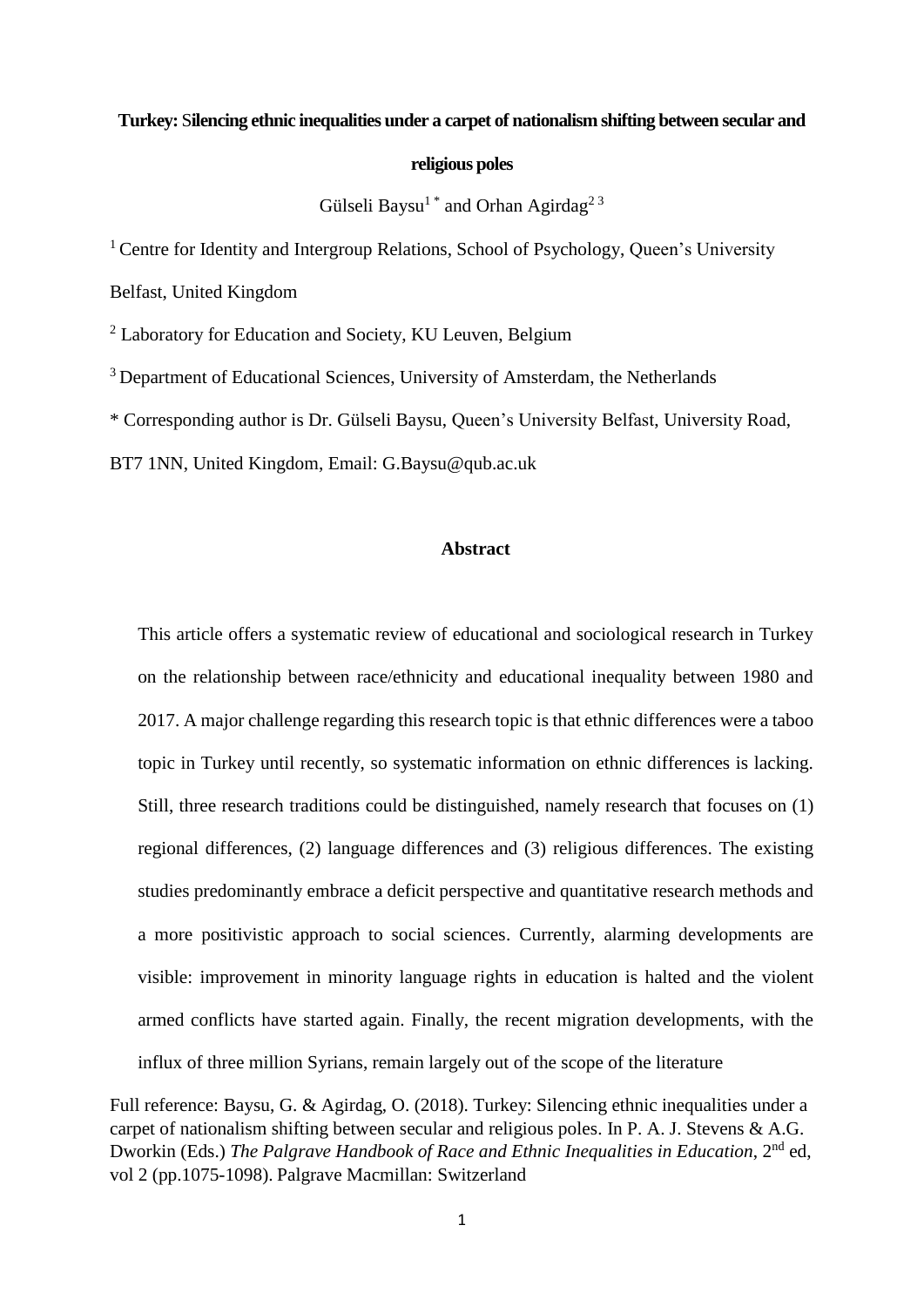**Turkey: Silencing ethnic inequalities under a carpet of nationalism shifting between secular and religious poles**

Gülseli Baysu[1 *] and Orhan Agirdag[2 3]

[1] Centre for Identity and Intergroup Relations, School of Psychology, Queen's University Belfast, United Kingdom

[2] Laboratory for Education and Society, KU Leuven, Belgium

[3] Department of Educational Sciences, University of Amsterdam, the Netherlands

* Corresponding author is Dr. Gülseli Baysu, Queen's University Belfast, University Road, BT7 1NN, United Kingdom, Email: G.Baysu@qub.ac.uk

## Abstract

This article offers a systematic review of educational and sociological research in Turkey on the relationship between race/ethnicity and educational inequality between 1980 and 2017. A major challenge regarding this research topic is that ethnic differences were a taboo topic in Turkey until recently, so systematic information on ethnic differences is lacking. Still, three research traditions could be distinguished, namely research that focuses on (1) regional differences, (2) language differences and (3) religious differences. The existing studies predominantly embrace a deficit perspective and quantitative research methods and a more positivistic approach to social sciences. Currently, alarming developments are visible: improvement in minority language rights in education is halted and the violent armed conflicts have started again. Finally, the recent migration developments, with the influx of three million Syrians, remain largely out of the scope of the literature

Full reference: Baysu, G. & Agirdag, O. (2018). Turkey: Silencing ethnic inequalities under a carpet of nationalism shifting between secular and religious poles. In P. A. J. Stevens & A.G. Dworkin (Eds.) *The Palgrave Handbook of Race and Ethnic Inequalities in Education*, 2nd ed, vol 2 (pp.1075-1098). Palgrave Macmillan: Switzerland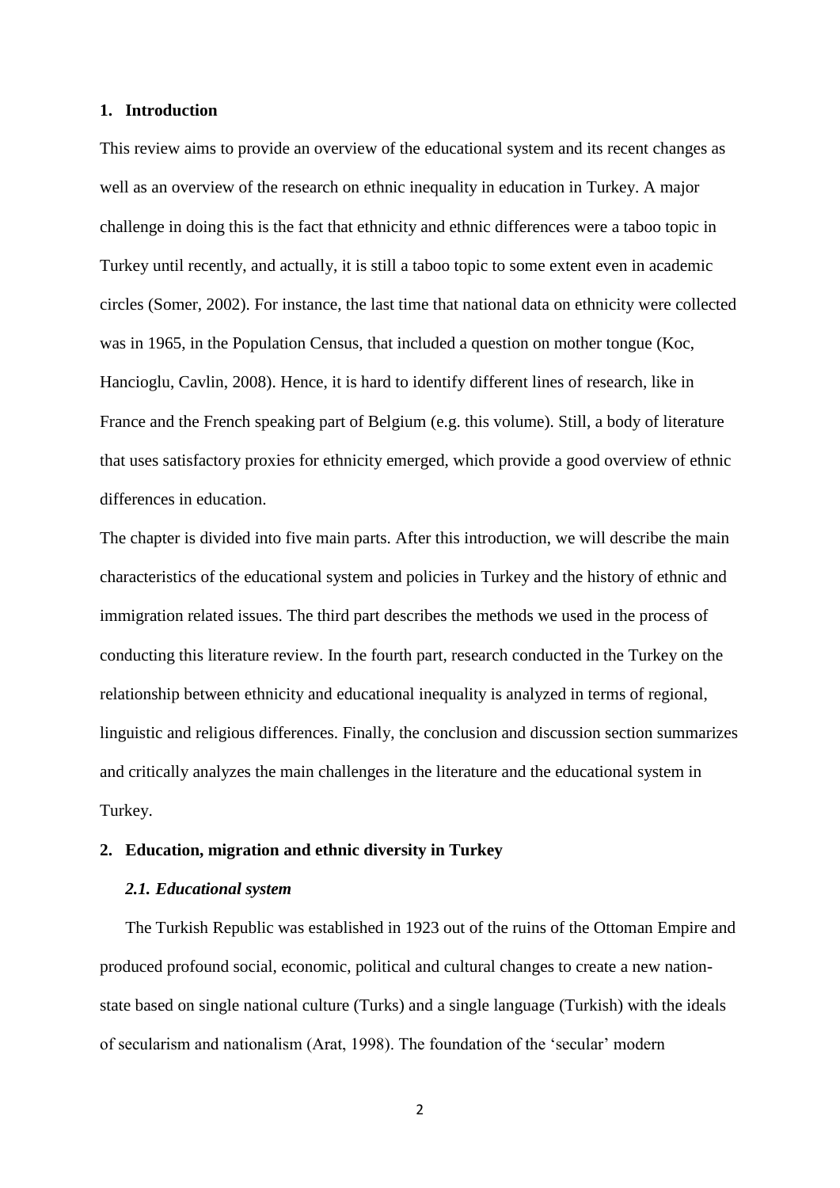## 1. Introduction

This review aims to provide an overview of the educational system and its recent changes as well as an overview of the research on ethnic inequality in education in Turkey. A major challenge in doing this is the fact that ethnicity and ethnic differences were a taboo topic in Turkey until recently, and actually, it is still a taboo topic to some extent even in academic circles (Somer, 2002). For instance, the last time that national data on ethnicity were collected was in 1965, in the Population Census, that included a question on mother tongue (Koc, Hancioglu, Cavlin, 2008). Hence, it is hard to identify different lines of research, like in France and the French speaking part of Belgium (e.g. this volume). Still, a body of literature that uses satisfactory proxies for ethnicity emerged, which provide a good overview of ethnic differences in education.

The chapter is divided into five main parts. After this introduction, we will describe the main characteristics of the educational system and policies in Turkey and the history of ethnic and immigration related issues. The third part describes the methods we used in the process of conducting this literature review. In the fourth part, research conducted in the Turkey on the relationship between ethnicity and educational inequality is analyzed in terms of regional, linguistic and religious differences. Finally, the conclusion and discussion section summarizes and critically analyzes the main challenges in the literature and the educational system in Turkey.

## 2. Education, migration and ethnic diversity in Turkey

### *2.1. Educational system*

The Turkish Republic was established in 1923 out of the ruins of the Ottoman Empire and produced profound social, economic, political and cultural changes to create a new nation-state based on single national culture (Turks) and a single language (Turkish) with the ideals of secularism and nationalism (Arat, 1998). The foundation of the 'secular' modern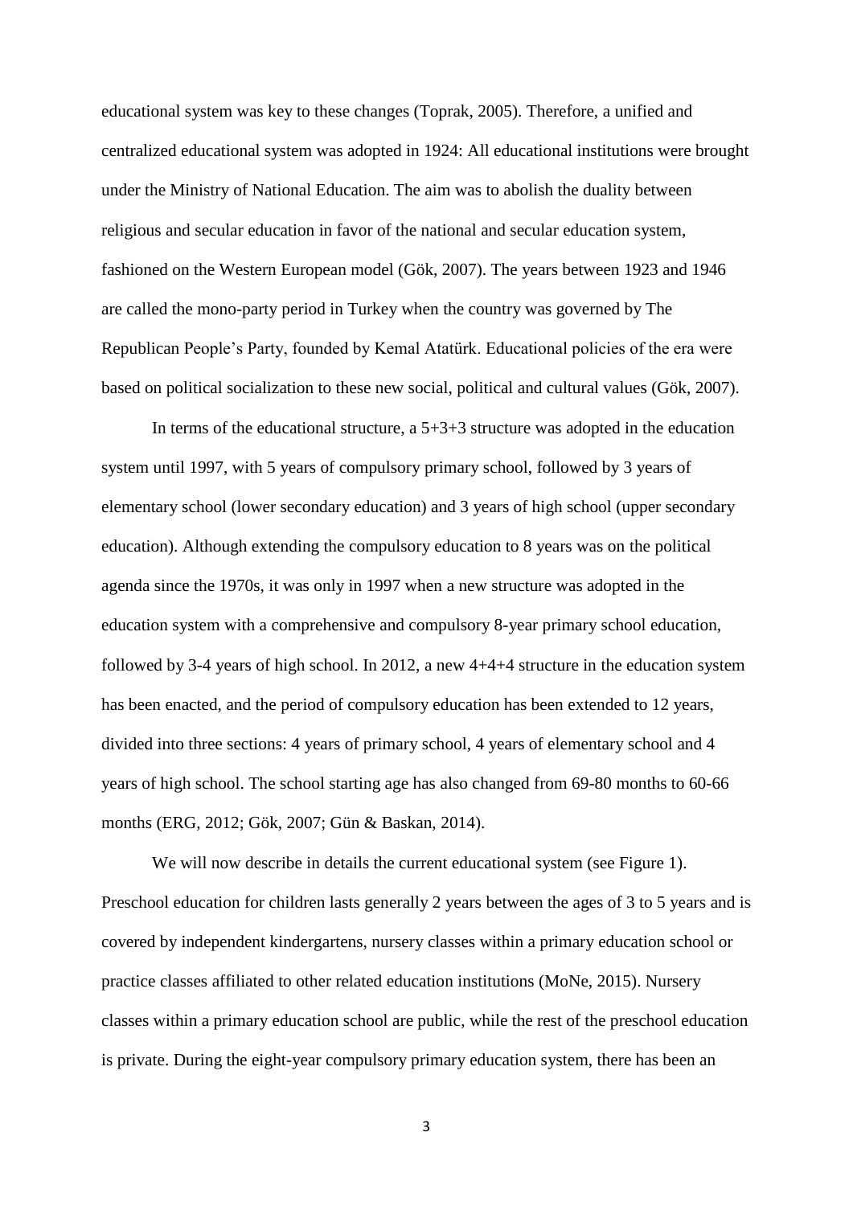educational system was key to these changes (Toprak, 2005). Therefore, a unified and centralized educational system was adopted in 1924: All educational institutions were brought under the Ministry of National Education. The aim was to abolish the duality between religious and secular education in favor of the national and secular education system, fashioned on the Western European model (Gök, 2007). The years between 1923 and 1946 are called the mono-party period in Turkey when the country was governed by The Republican People's Party, founded by Kemal Atatürk. Educational policies of the era were based on political socialization to these new social, political and cultural values (Gök, 2007).

In terms of the educational structure, a 5+3+3 structure was adopted in the education system until 1997, with 5 years of compulsory primary school, followed by 3 years of elementary school (lower secondary education) and 3 years of high school (upper secondary education). Although extending the compulsory education to 8 years was on the political agenda since the 1970s, it was only in 1997 when a new structure was adopted in the education system with a comprehensive and compulsory 8-year primary school education, followed by 3-4 years of high school. In 2012, a new 4+4+4 structure in the education system has been enacted, and the period of compulsory education has been extended to 12 years, divided into three sections: 4 years of primary school, 4 years of elementary school and 4 years of high school. The school starting age has also changed from 69-80 months to 60-66 months (ERG, 2012; Gök, 2007; Gün & Baskan, 2014).

We will now describe in details the current educational system (see Figure 1). Preschool education for children lasts generally 2 years between the ages of 3 to 5 years and is covered by independent kindergartens, nursery classes within a primary education school or practice classes affiliated to other related education institutions (MoNe, 2015). Nursery classes within a primary education school are public, while the rest of the preschool education is private. During the eight-year compulsory primary education system, there has been an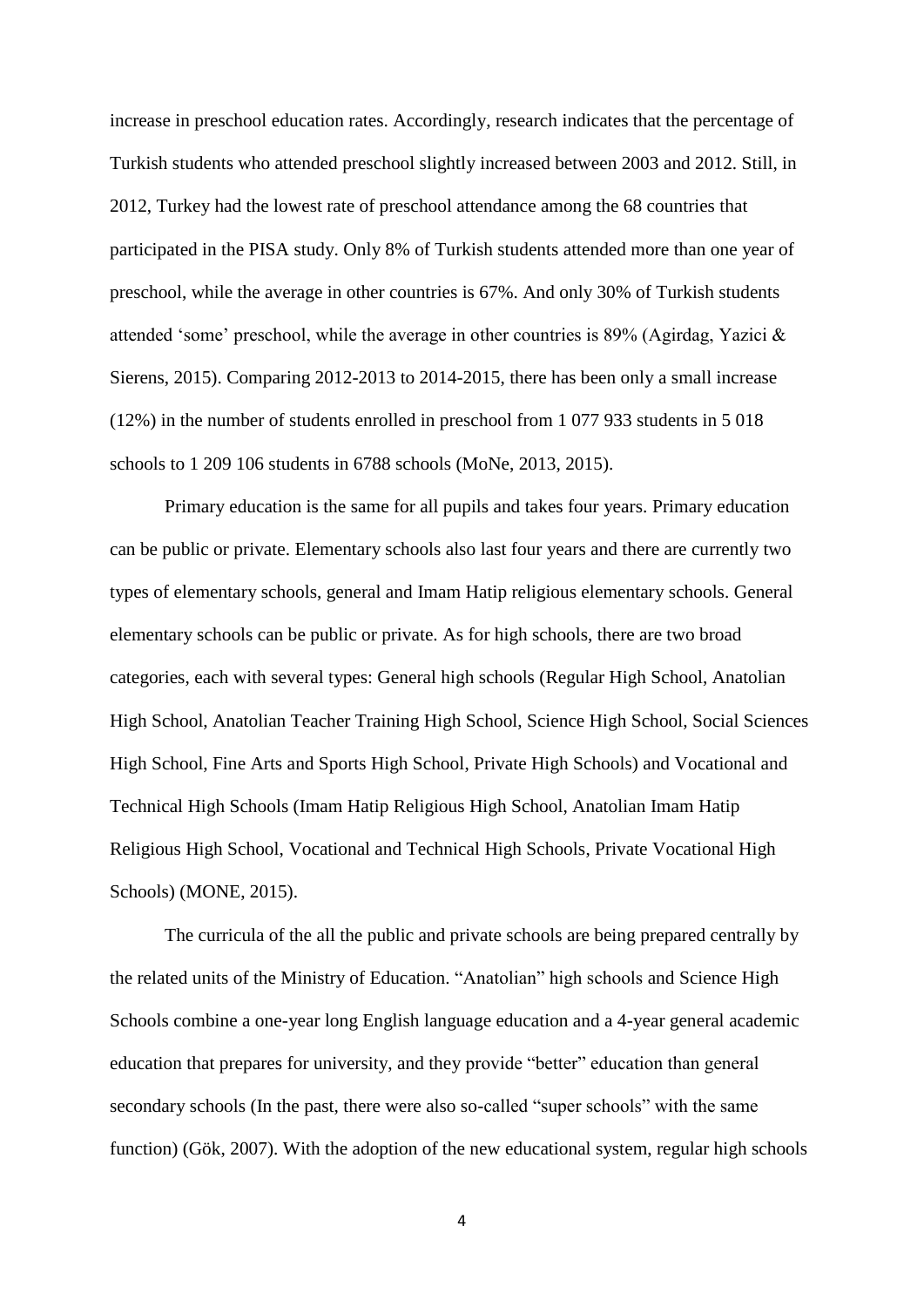increase in preschool education rates. Accordingly, research indicates that the percentage of Turkish students who attended preschool slightly increased between 2003 and 2012. Still, in 2012, Turkey had the lowest rate of preschool attendance among the 68 countries that participated in the PISA study. Only 8% of Turkish students attended more than one year of preschool, while the average in other countries is 67%. And only 30% of Turkish students attended 'some' preschool, while the average in other countries is 89% (Agirdag, Yazici & Sierens, 2015). Comparing 2012-2013 to 2014-2015, there has been only a small increase (12%) in the number of students enrolled in preschool from 1 077 933 students in 5 018 schools to 1 209 106 students in 6788 schools (MoNe, 2013, 2015).

Primary education is the same for all pupils and takes four years. Primary education can be public or private. Elementary schools also last four years and there are currently two types of elementary schools, general and Imam Hatip religious elementary schools. General elementary schools can be public or private. As for high schools, there are two broad categories, each with several types: General high schools (Regular High School, Anatolian High School, Anatolian Teacher Training High School, Science High School, Social Sciences High School, Fine Arts and Sports High School, Private High Schools) and Vocational and Technical High Schools (Imam Hatip Religious High School, Anatolian Imam Hatip Religious High School, Vocational and Technical High Schools, Private Vocational High Schools) (MONE, 2015).

The curricula of the all the public and private schools are being prepared centrally by the related units of the Ministry of Education. "Anatolian" high schools and Science High Schools combine a one-year long English language education and a 4-year general academic education that prepares for university, and they provide "better" education than general secondary schools (In the past, there were also so-called "super schools" with the same function) (Gök, 2007). With the adoption of the new educational system, regular high schools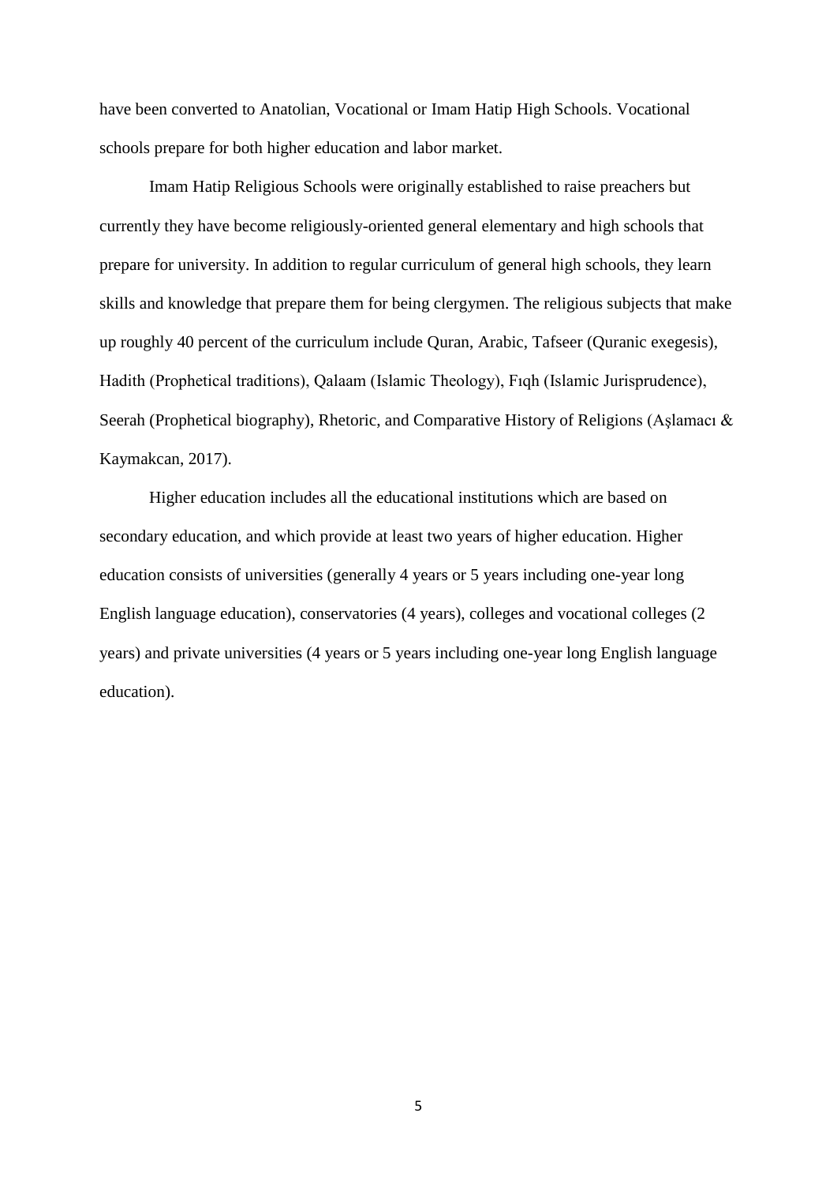have been converted to Anatolian, Vocational or Imam Hatip High Schools. Vocational schools prepare for both higher education and labor market.

Imam Hatip Religious Schools were originally established to raise preachers but currently they have become religiously-oriented general elementary and high schools that prepare for university. In addition to regular curriculum of general high schools, they learn skills and knowledge that prepare them for being clergymen. The religious subjects that make up roughly 40 percent of the curriculum include Quran, Arabic, Tafseer (Quranic exegesis), Hadith (Prophetical traditions), Qalaam (Islamic Theology), Fıqh (Islamic Jurisprudence), Seerah (Prophetical biography), Rhetoric, and Comparative History of Religions (Aşlamacı & Kaymakcan, 2017).

Higher education includes all the educational institutions which are based on secondary education, and which provide at least two years of higher education. Higher education consists of universities (generally 4 years or 5 years including one-year long English language education), conservatories (4 years), colleges and vocational colleges (2 years) and private universities (4 years or 5 years including one-year long English language education).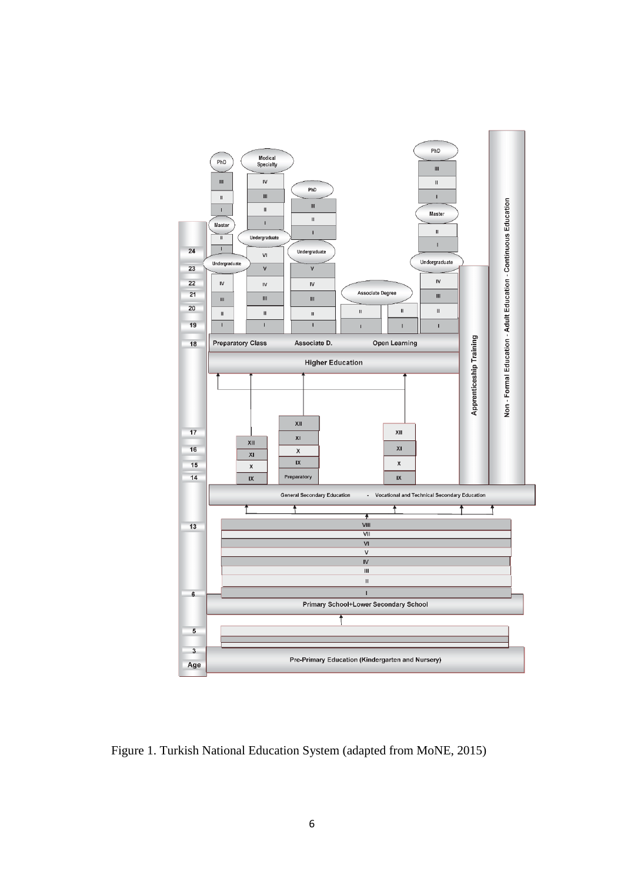Figure 1. Turkish National Education System (adapted from MoNE, 2015)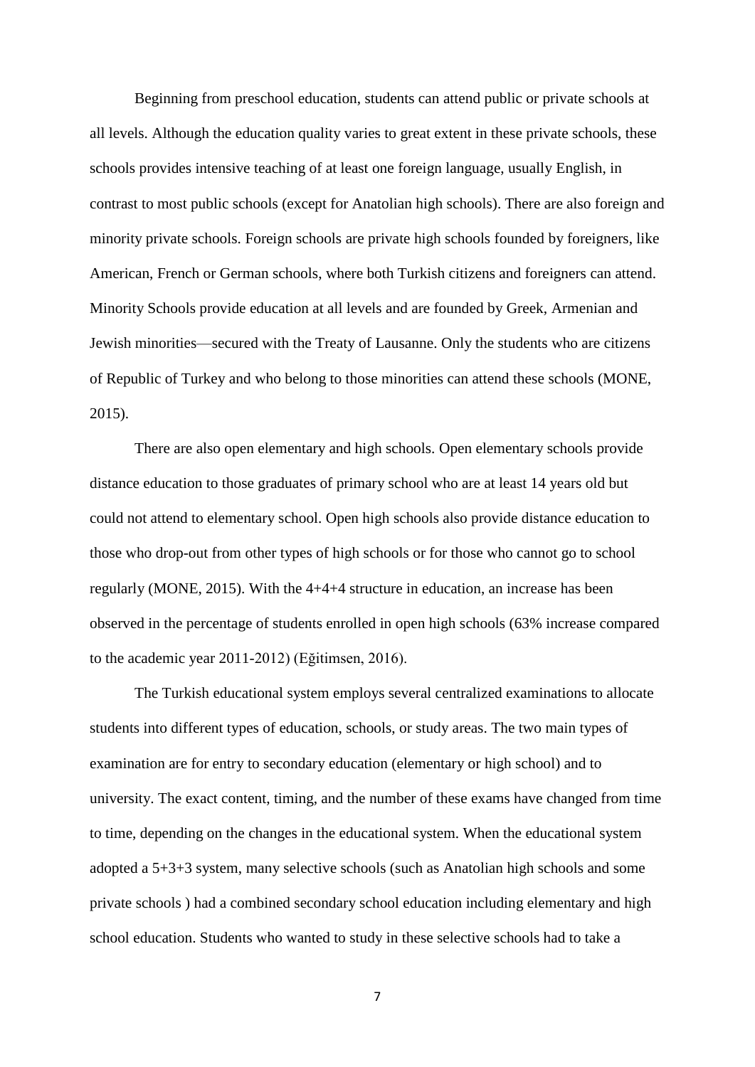Beginning from preschool education, students can attend public or private schools at all levels. Although the education quality varies to great extent in these private schools, these schools provides intensive teaching of at least one foreign language, usually English, in contrast to most public schools (except for Anatolian high schools). There are also foreign and minority private schools. Foreign schools are private high schools founded by foreigners, like American, French or German schools, where both Turkish citizens and foreigners can attend. Minority Schools provide education at all levels and are founded by Greek, Armenian and Jewish minorities—secured with the Treaty of Lausanne. Only the students who are citizens of Republic of Turkey and who belong to those minorities can attend these schools (MONE, 2015).

There are also open elementary and high schools. Open elementary schools provide distance education to those graduates of primary school who are at least 14 years old but could not attend to elementary school. Open high schools also provide distance education to those who drop-out from other types of high schools or for those who cannot go to school regularly (MONE, 2015). With the 4+4+4 structure in education, an increase has been observed in the percentage of students enrolled in open high schools (63% increase compared to the academic year 2011-2012) (Eğitimsen, 2016).

The Turkish educational system employs several centralized examinations to allocate students into different types of education, schools, or study areas. The two main types of examination are for entry to secondary education (elementary or high school) and to university. The exact content, timing, and the number of these exams have changed from time to time, depending on the changes in the educational system. When the educational system adopted a 5+3+3 system, many selective schools (such as Anatolian high schools and some private schools ) had a combined secondary school education including elementary and high school education. Students who wanted to study in these selective schools had to take a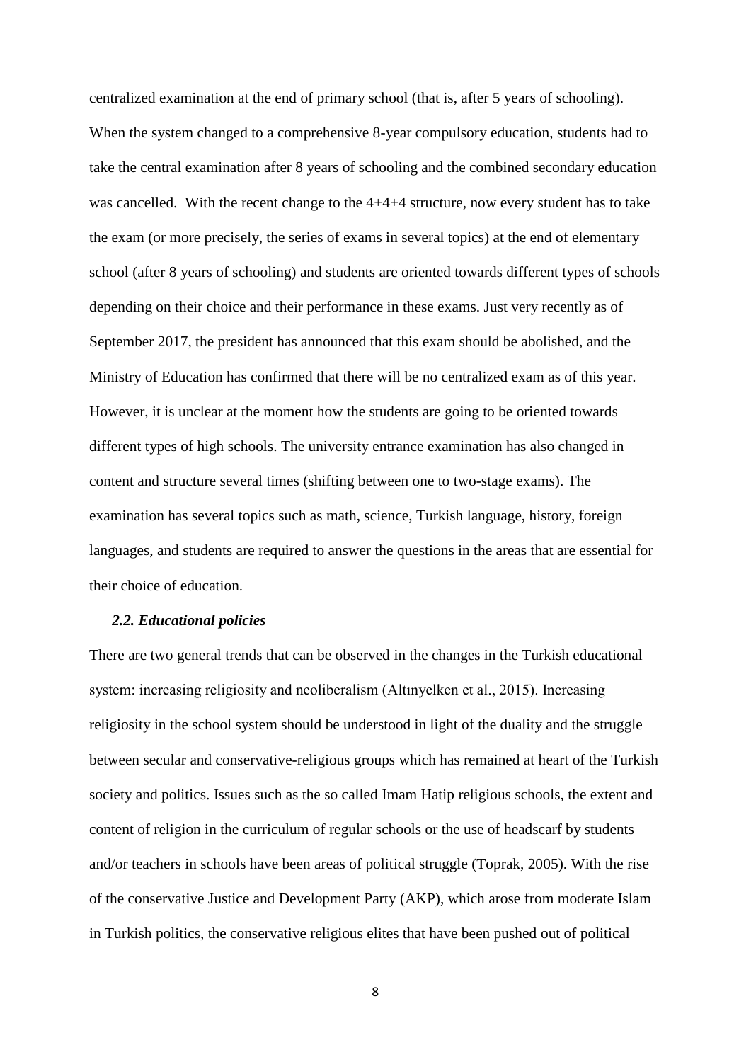centralized examination at the end of primary school (that is, after 5 years of schooling). When the system changed to a comprehensive 8-year compulsory education, students had to take the central examination after 8 years of schooling and the combined secondary education was cancelled. With the recent change to the 4+4+4 structure, now every student has to take the exam (or more precisely, the series of exams in several topics) at the end of elementary school (after 8 years of schooling) and students are oriented towards different types of schools depending on their choice and their performance in these exams. Just very recently as of September 2017, the president has announced that this exam should be abolished, and the Ministry of Education has confirmed that there will be no centralized exam as of this year. However, it is unclear at the moment how the students are going to be oriented towards different types of high schools. The university entrance examination has also changed in content and structure several times (shifting between one to two-stage exams). The examination has several topics such as math, science, Turkish language, history, foreign languages, and students are required to answer the questions in the areas that are essential for their choice of education.

### *2.2. Educational policies*

There are two general trends that can be observed in the changes in the Turkish educational system: increasing religiosity and neoliberalism (Altınyelken et al., 2015). Increasing religiosity in the school system should be understood in light of the duality and the struggle between secular and conservative-religious groups which has remained at heart of the Turkish society and politics. Issues such as the so called Imam Hatip religious schools, the extent and content of religion in the curriculum of regular schools or the use of headscarf by students and/or teachers in schools have been areas of political struggle (Toprak, 2005). With the rise of the conservative Justice and Development Party (AKP), which arose from moderate Islam in Turkish politics, the conservative religious elites that have been pushed out of political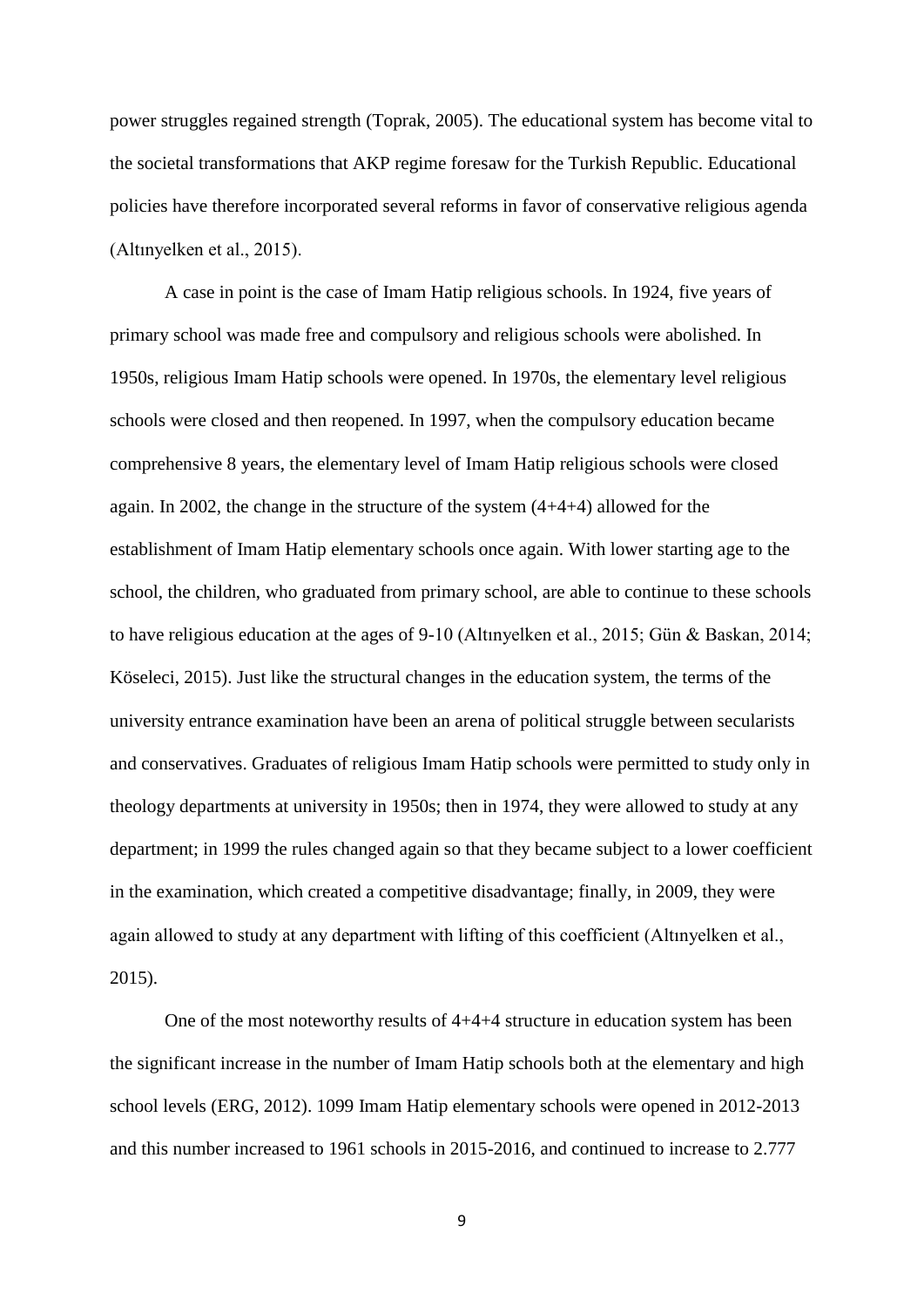power struggles regained strength (Toprak, 2005). The educational system has become vital to the societal transformations that AKP regime foresaw for the Turkish Republic. Educational policies have therefore incorporated several reforms in favor of conservative religious agenda (Altınyelken et al., 2015).

A case in point is the case of Imam Hatip religious schools. In 1924, five years of primary school was made free and compulsory and religious schools were abolished. In 1950s, religious Imam Hatip schools were opened. In 1970s, the elementary level religious schools were closed and then reopened. In 1997, when the compulsory education became comprehensive 8 years, the elementary level of Imam Hatip religious schools were closed again. In 2002, the change in the structure of the system (4+4+4) allowed for the establishment of Imam Hatip elementary schools once again. With lower starting age to the school, the children, who graduated from primary school, are able to continue to these schools to have religious education at the ages of 9-10 (Altınyelken et al., 2015; Gün & Baskan, 2014; Köseleci, 2015). Just like the structural changes in the education system, the terms of the university entrance examination have been an arena of political struggle between secularists and conservatives. Graduates of religious Imam Hatip schools were permitted to study only in theology departments at university in 1950s; then in 1974, they were allowed to study at any department; in 1999 the rules changed again so that they became subject to a lower coefficient in the examination, which created a competitive disadvantage; finally, in 2009, they were again allowed to study at any department with lifting of this coefficient (Altınyelken et al., 2015).

One of the most noteworthy results of 4+4+4 structure in education system has been the significant increase in the number of Imam Hatip schools both at the elementary and high school levels (ERG, 2012). 1099 Imam Hatip elementary schools were opened in 2012-2013 and this number increased to 1961 schools in 2015-2016, and continued to increase to 2.777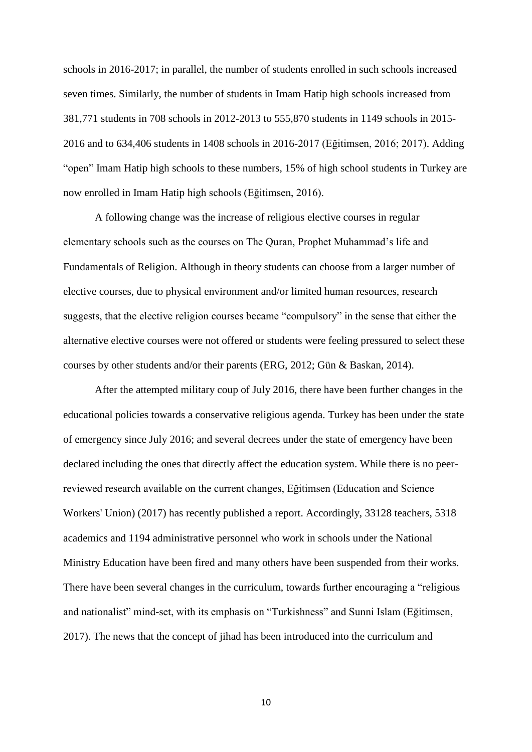schools in 2016-2017; in parallel, the number of students enrolled in such schools increased seven times. Similarly, the number of students in Imam Hatip high schools increased from 381,771 students in 708 schools in 2012-2013 to 555,870 students in 1149 schools in 2015-2016 and to 634,406 students in 1408 schools in 2016-2017 (Eğitimsen, 2016; 2017). Adding "open" Imam Hatip high schools to these numbers, 15% of high school students in Turkey are now enrolled in Imam Hatip high schools (Eğitimsen, 2016).

A following change was the increase of religious elective courses in regular elementary schools such as the courses on The Quran, Prophet Muhammad's life and Fundamentals of Religion. Although in theory students can choose from a larger number of elective courses, due to physical environment and/or limited human resources, research suggests, that the elective religion courses became "compulsory" in the sense that either the alternative elective courses were not offered or students were feeling pressured to select these courses by other students and/or their parents (ERG, 2012; Gün & Baskan, 2014).

After the attempted military coup of July 2016, there have been further changes in the educational policies towards a conservative religious agenda. Turkey has been under the state of emergency since July 2016; and several decrees under the state of emergency have been declared including the ones that directly affect the education system. While there is no peer-reviewed research available on the current changes, Eğitimsen (Education and Science Workers' Union) (2017) has recently published a report. Accordingly, 33128 teachers, 5318 academics and 1194 administrative personnel who work in schools under the National Ministry Education have been fired and many others have been suspended from their works. There have been several changes in the curriculum, towards further encouraging a "religious and nationalist" mind-set, with its emphasis on "Turkishness" and Sunni Islam (Eğitimsen, 2017). The news that the concept of jihad has been introduced into the curriculum and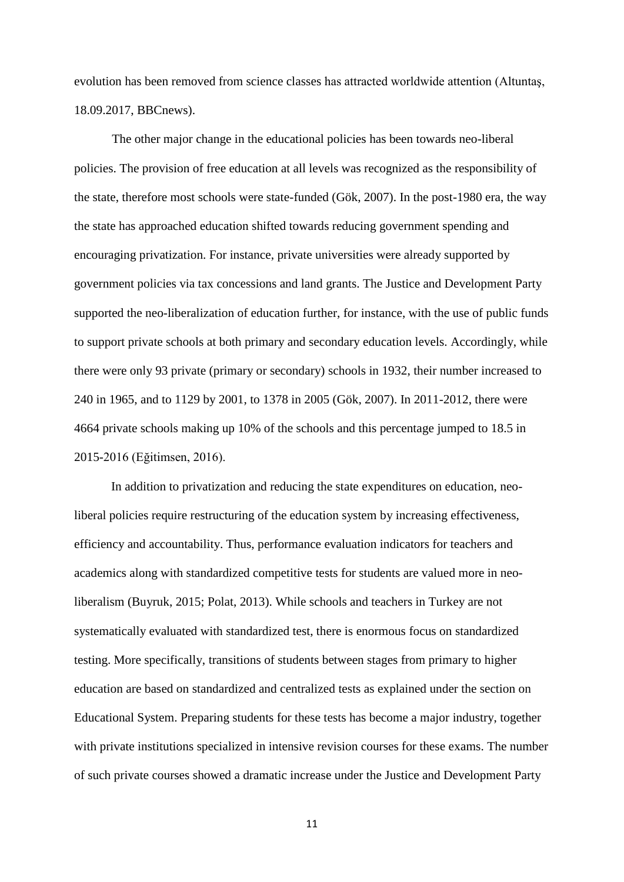evolution has been removed from science classes has attracted worldwide attention (Altuntaş, 18.09.2017, BBCnews).

The other major change in the educational policies has been towards neo-liberal policies. The provision of free education at all levels was recognized as the responsibility of the state, therefore most schools were state-funded (Gök, 2007). In the post-1980 era, the way the state has approached education shifted towards reducing government spending and encouraging privatization. For instance, private universities were already supported by government policies via tax concessions and land grants. The Justice and Development Party supported the neo-liberalization of education further, for instance, with the use of public funds to support private schools at both primary and secondary education levels. Accordingly, while there were only 93 private (primary or secondary) schools in 1932, their number increased to 240 in 1965, and to 1129 by 2001, to 1378 in 2005 (Gök, 2007). In 2011-2012, there were 4664 private schools making up 10% of the schools and this percentage jumped to 18.5 in 2015-2016 (Eğitimsen, 2016).

In addition to privatization and reducing the state expenditures on education, neo-liberal policies require restructuring of the education system by increasing effectiveness, efficiency and accountability. Thus, performance evaluation indicators for teachers and academics along with standardized competitive tests for students are valued more in neo-liberalism (Buyruk, 2015; Polat, 2013). While schools and teachers in Turkey are not systematically evaluated with standardized test, there is enormous focus on standardized testing. More specifically, transitions of students between stages from primary to higher education are based on standardized and centralized tests as explained under the section on Educational System. Preparing students for these tests has become a major industry, together with private institutions specialized in intensive revision courses for these exams. The number of such private courses showed a dramatic increase under the Justice and Development Party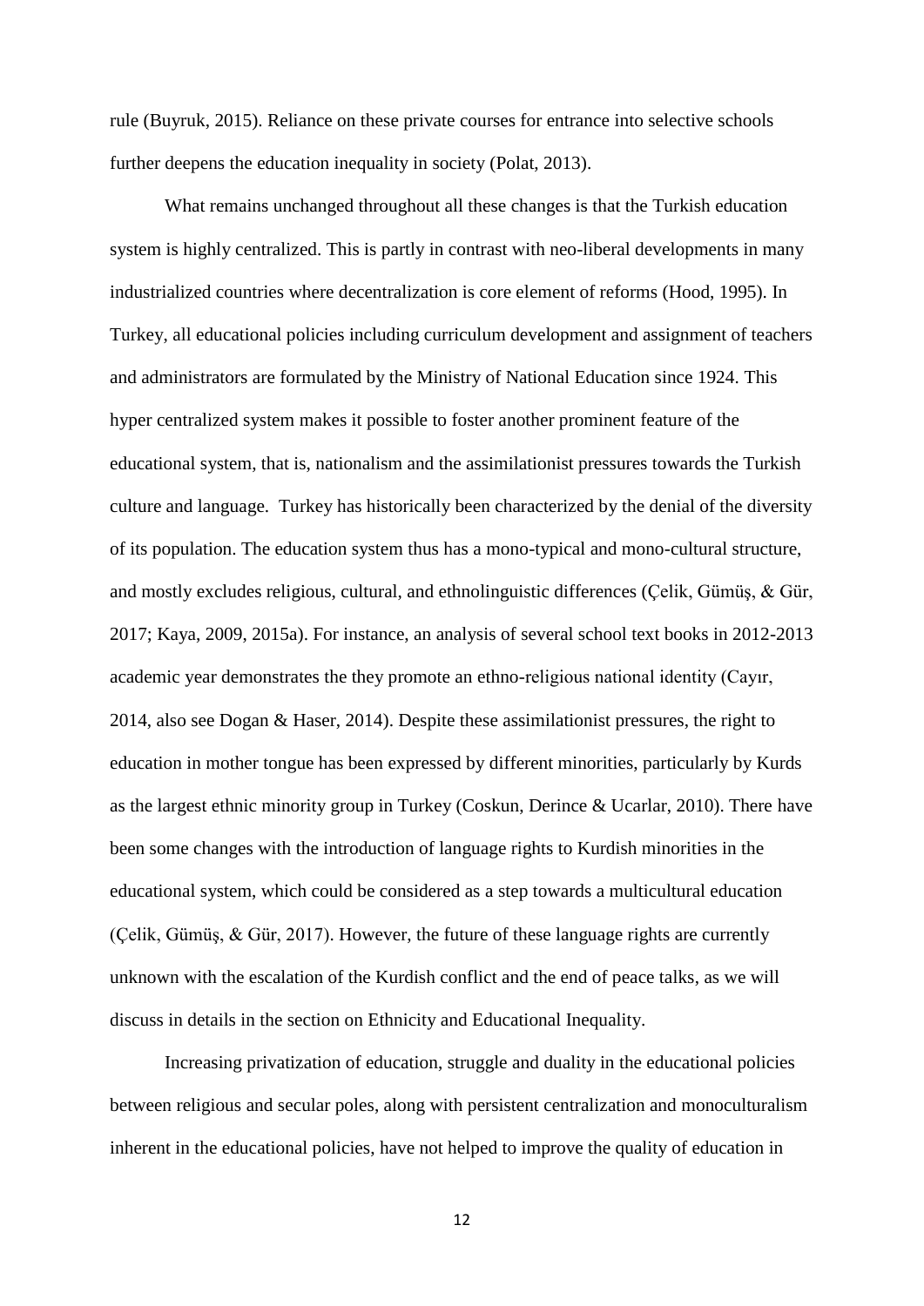rule (Buyruk, 2015). Reliance on these private courses for entrance into selective schools further deepens the education inequality in society (Polat, 2013).

What remains unchanged throughout all these changes is that the Turkish education system is highly centralized. This is partly in contrast with neo-liberal developments in many industrialized countries where decentralization is core element of reforms (Hood, 1995). In Turkey, all educational policies including curriculum development and assignment of teachers and administrators are formulated by the Ministry of National Education since 1924. This hyper centralized system makes it possible to foster another prominent feature of the educational system, that is, nationalism and the assimilationist pressures towards the Turkish culture and language. Turkey has historically been characterized by the denial of the diversity of its population. The education system thus has a mono-typical and mono-cultural structure, and mostly excludes religious, cultural, and ethnolinguistic differences (Çelik, Gümüş, & Gür, 2017; Kaya, 2009, 2015a). For instance, an analysis of several school text books in 2012-2013 academic year demonstrates the they promote an ethno-religious national identity (Cayır, 2014, also see Dogan & Haser, 2014). Despite these assimilationist pressures, the right to education in mother tongue has been expressed by different minorities, particularly by Kurds as the largest ethnic minority group in Turkey (Coskun, Derince & Ucarlar, 2010). There have been some changes with the introduction of language rights to Kurdish minorities in the educational system, which could be considered as a step towards a multicultural education (Çelik, Gümüş, & Gür, 2017). However, the future of these language rights are currently unknown with the escalation of the Kurdish conflict and the end of peace talks, as we will discuss in details in the section on Ethnicity and Educational Inequality.

Increasing privatization of education, struggle and duality in the educational policies between religious and secular poles, along with persistent centralization and monoculturalism inherent in the educational policies, have not helped to improve the quality of education in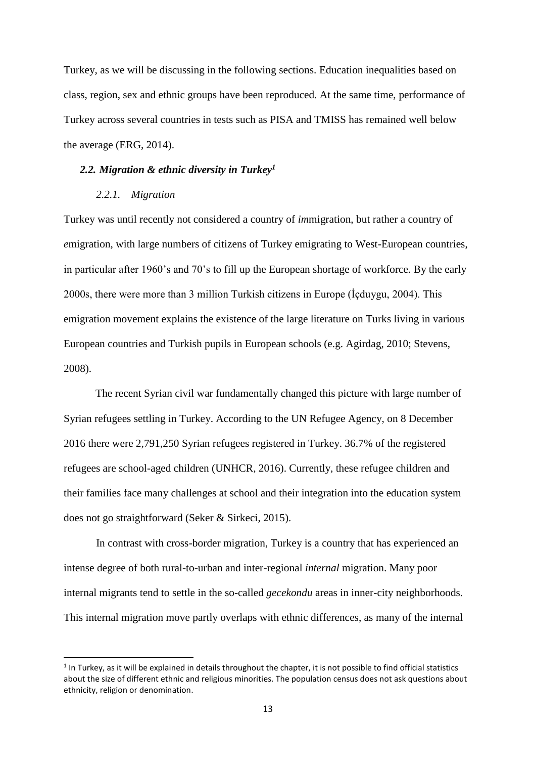Turkey, as we will be discussing in the following sections. Education inequalities based on class, region, sex and ethnic groups have been reproduced. At the same time, performance of Turkey across several countries in tests such as PISA and TMISS has remained well below the average (ERG, 2014).

### *2.2. Migration & ethnic diversity in Turkey*[1]

#### *2.2.1. Migration*

Turkey was until recently not considered a country of *im*migration, but rather a country of *e*migration, with large numbers of citizens of Turkey emigrating to West-European countries, in particular after 1960's and 70's to fill up the European shortage of workforce. By the early 2000s, there were more than 3 million Turkish citizens in Europe (İçduygu, 2004). This emigration movement explains the existence of the large literature on Turks living in various European countries and Turkish pupils in European schools (e.g. Agirdag, 2010; Stevens, 2008).

The recent Syrian civil war fundamentally changed this picture with large number of Syrian refugees settling in Turkey. According to the UN Refugee Agency, on 8 December 2016 there were 2,791,250 Syrian refugees registered in Turkey. 36.7% of the registered refugees are school-aged children (UNHCR, 2016). Currently, these refugee children and their families face many challenges at school and their integration into the education system does not go straightforward (Seker & Sirkeci, 2015).

In contrast with cross-border migration, Turkey is a country that has experienced an intense degree of both rural-to-urban and inter-regional *internal* migration. Many poor internal migrants tend to settle in the so-called *gecekondu* areas in inner-city neighborhoods. This internal migration move partly overlaps with ethnic differences, as many of the internal

[1] In Turkey, as it will be explained in details throughout the chapter, it is not possible to find official statistics about the size of different ethnic and religious minorities. The population census does not ask questions about ethnicity, religion or denomination.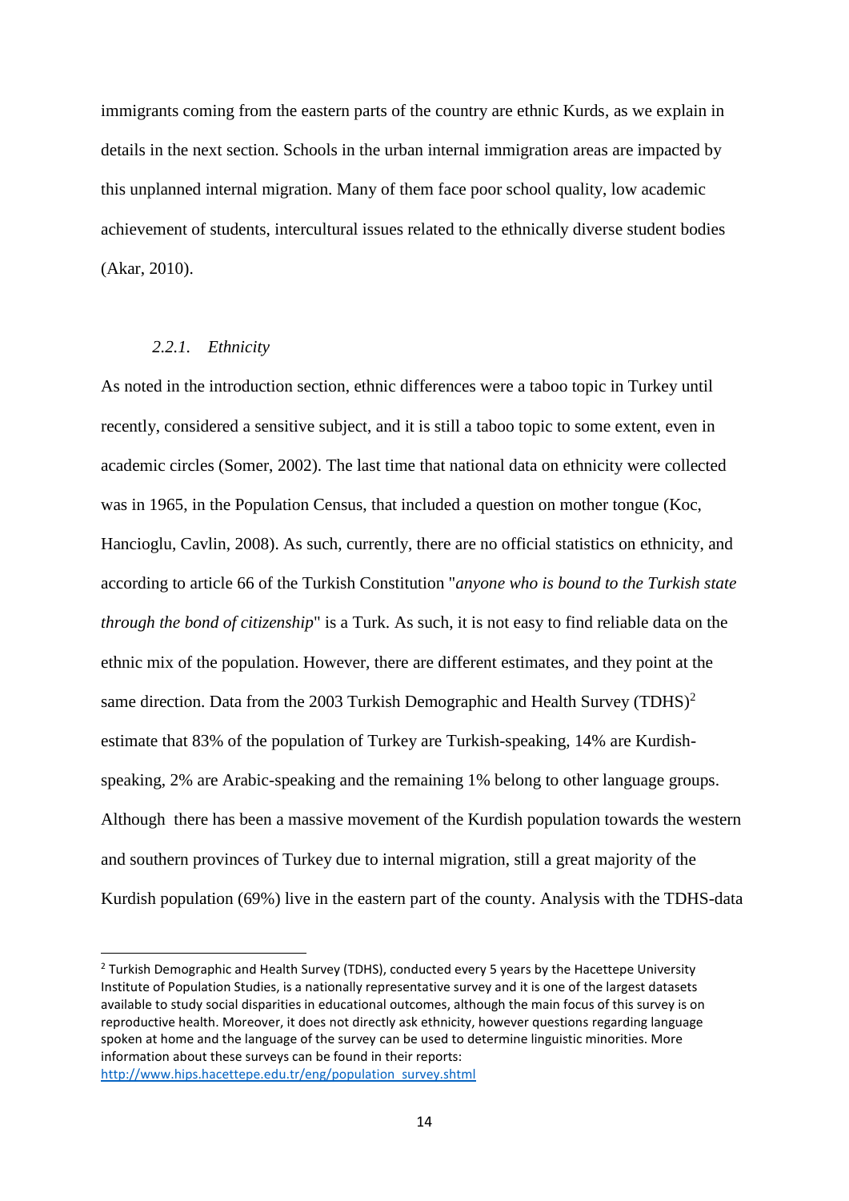immigrants coming from the eastern parts of the country are ethnic Kurds, as we explain in details in the next section. Schools in the urban internal immigration areas are impacted by this unplanned internal migration. Many of them face poor school quality, low academic achievement of students, intercultural issues related to the ethnically diverse student bodies (Akar, 2010).

#### *2.2.1. Ethnicity*

As noted in the introduction section, ethnic differences were a taboo topic in Turkey until recently, considered a sensitive subject, and it is still a taboo topic to some extent, even in academic circles (Somer, 2002). The last time that national data on ethnicity were collected was in 1965, in the Population Census, that included a question on mother tongue (Koc, Hancioglu, Cavlin, 2008). As such, currently, there are no official statistics on ethnicity, and according to article 66 of the Turkish Constitution "*anyone who is bound to the Turkish state through the bond of citizenship*" is a Turk. As such, it is not easy to find reliable data on the ethnic mix of the population. However, there are different estimates, and they point at the same direction. Data from the 2003 Turkish Demographic and Health Survey (TDHS)[2] estimate that 83% of the population of Turkey are Turkish-speaking, 14% are Kurdish-speaking, 2% are Arabic-speaking and the remaining 1% belong to other language groups. Although there has been a massive movement of the Kurdish population towards the western and southern provinces of Turkey due to internal migration, still a great majority of the Kurdish population (69%) live in the eastern part of the county. Analysis with the TDHS-data

---

[2] Turkish Demographic and Health Survey (TDHS), conducted every 5 years by the Hacettepe University Institute of Population Studies, is a nationally representative survey and it is one of the largest datasets available to study social disparities in educational outcomes, although the main focus of this survey is on reproductive health. Moreover, it does not directly ask ethnicity, however questions regarding language spoken at home and the language of the survey can be used to determine linguistic minorities. More information about these surveys can be found in their reports: http://www.hips.hacettepe.edu.tr/eng/population_survey.shtml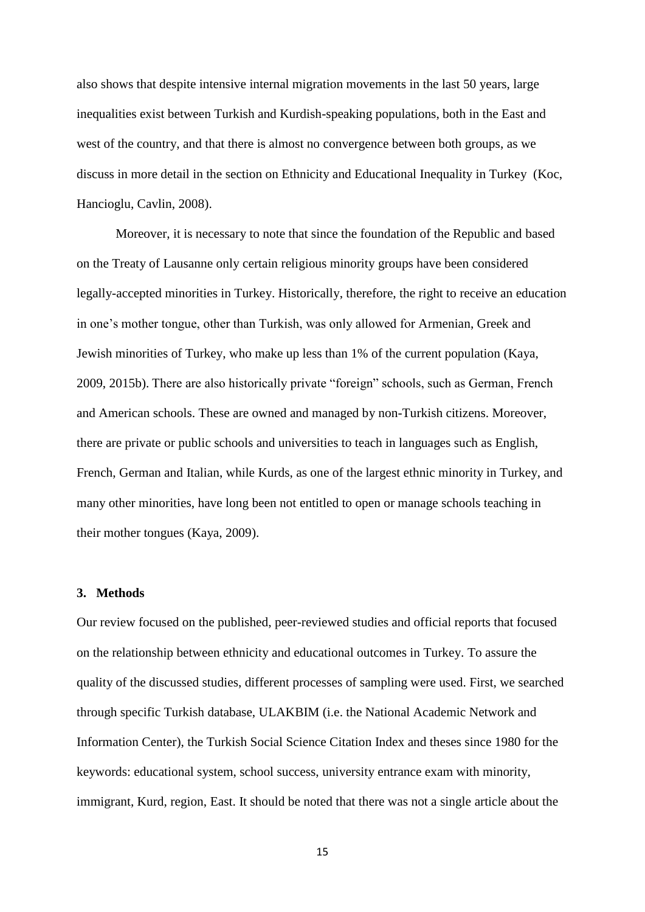also shows that despite intensive internal migration movements in the last 50 years, large inequalities exist between Turkish and Kurdish-speaking populations, both in the East and west of the country, and that there is almost no convergence between both groups, as we discuss in more detail in the section on Ethnicity and Educational Inequality in Turkey (Koc, Hancioglu, Cavlin, 2008).

Moreover, it is necessary to note that since the foundation of the Republic and based on the Treaty of Lausanne only certain religious minority groups have been considered legally-accepted minorities in Turkey. Historically, therefore, the right to receive an education in one's mother tongue, other than Turkish, was only allowed for Armenian, Greek and Jewish minorities of Turkey, who make up less than 1% of the current population (Kaya, 2009, 2015b). There are also historically private "foreign" schools, such as German, French and American schools. These are owned and managed by non-Turkish citizens. Moreover, there are private or public schools and universities to teach in languages such as English, French, German and Italian, while Kurds, as one of the largest ethnic minority in Turkey, and many other minorities, have long been not entitled to open or manage schools teaching in their mother tongues (Kaya, 2009).

## 3. Methods

Our review focused on the published, peer-reviewed studies and official reports that focused on the relationship between ethnicity and educational outcomes in Turkey. To assure the quality of the discussed studies, different processes of sampling were used. First, we searched through specific Turkish database, ULAKBIM (i.e. the National Academic Network and Information Center), the Turkish Social Science Citation Index and theses since 1980 for the keywords: educational system, school success, university entrance exam with minority, immigrant, Kurd, region, East. It should be noted that there was not a single article about the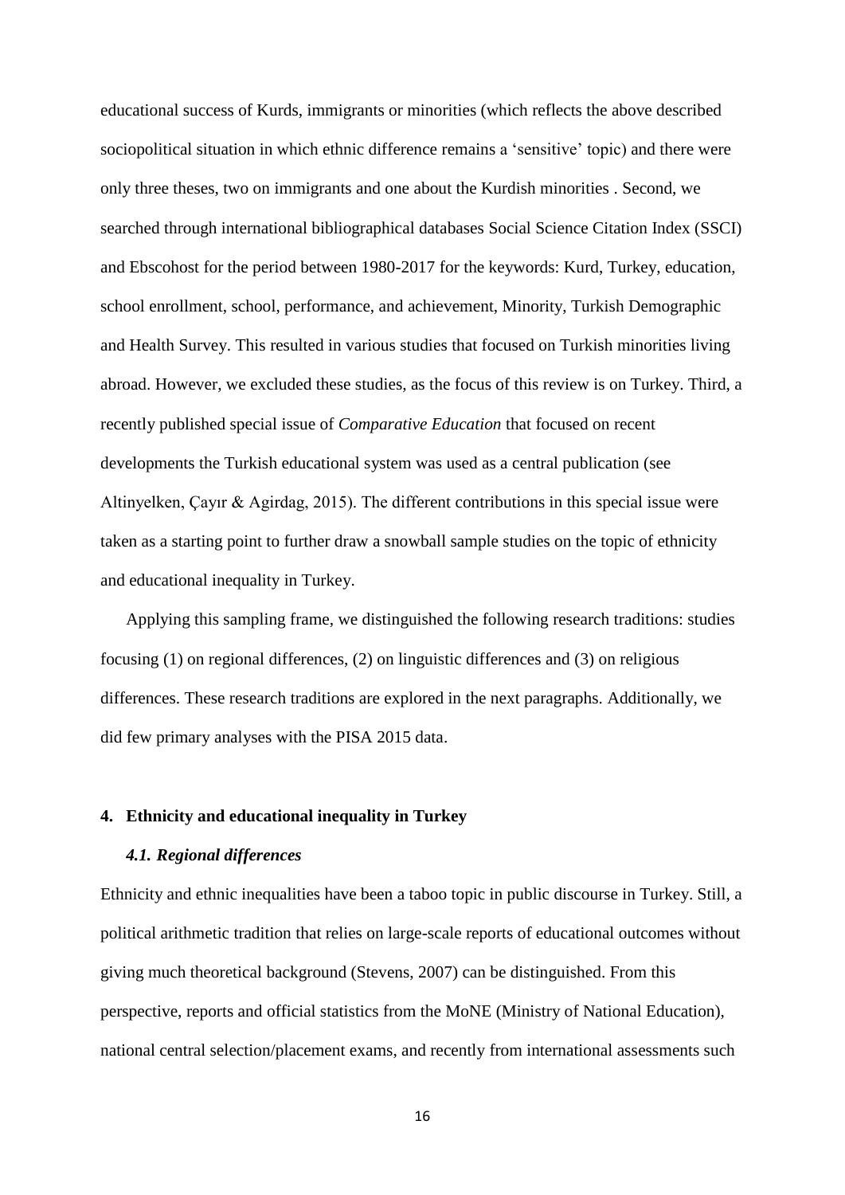educational success of Kurds, immigrants or minorities (which reflects the above described sociopolitical situation in which ethnic difference remains a 'sensitive' topic) and there were only three theses, two on immigrants and one about the Kurdish minorities . Second, we searched through international bibliographical databases Social Science Citation Index (SSCI) and Ebscohost for the period between 1980-2017 for the keywords: Kurd, Turkey, education, school enrollment, school, performance, and achievement, Minority, Turkish Demographic and Health Survey. This resulted in various studies that focused on Turkish minorities living abroad. However, we excluded these studies, as the focus of this review is on Turkey. Third, a recently published special issue of *Comparative Education* that focused on recent developments the Turkish educational system was used as a central publication (see Altinyelken, Çayır & Agirdag, 2015). The different contributions in this special issue were taken as a starting point to further draw a snowball sample studies on the topic of ethnicity and educational inequality in Turkey.

Applying this sampling frame, we distinguished the following research traditions: studies focusing (1) on regional differences, (2) on linguistic differences and (3) on religious differences. These research traditions are explored in the next paragraphs. Additionally, we did few primary analyses with the PISA 2015 data.

## 4. Ethnicity and educational inequality in Turkey

### *4.1. Regional differences*

Ethnicity and ethnic inequalities have been a taboo topic in public discourse in Turkey. Still, a political arithmetic tradition that relies on large-scale reports of educational outcomes without giving much theoretical background (Stevens, 2007) can be distinguished. From this perspective, reports and official statistics from the MoNE (Ministry of National Education), national central selection/placement exams, and recently from international assessments such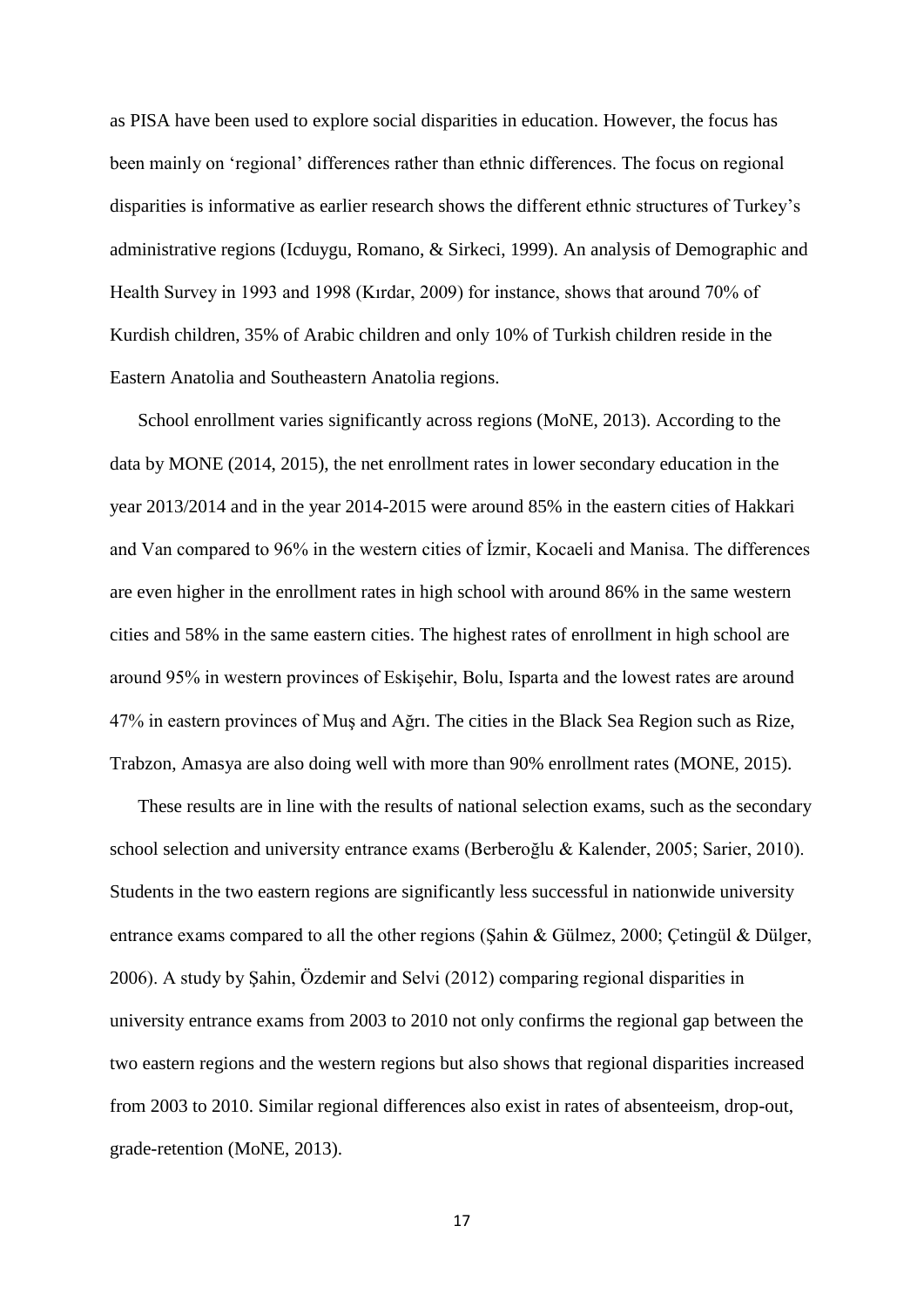as PISA have been used to explore social disparities in education. However, the focus has been mainly on 'regional' differences rather than ethnic differences. The focus on regional disparities is informative as earlier research shows the different ethnic structures of Turkey's administrative regions (Icduygu, Romano, & Sirkeci, 1999). An analysis of Demographic and Health Survey in 1993 and 1998 (Kırdar, 2009) for instance, shows that around 70% of Kurdish children, 35% of Arabic children and only 10% of Turkish children reside in the Eastern Anatolia and Southeastern Anatolia regions.

School enrollment varies significantly across regions (MoNE, 2013). According to the data by MONE (2014, 2015), the net enrollment rates in lower secondary education in the year 2013/2014 and in the year 2014-2015 were around 85% in the eastern cities of Hakkari and Van compared to 96% in the western cities of İzmir, Kocaeli and Manisa. The differences are even higher in the enrollment rates in high school with around 86% in the same western cities and 58% in the same eastern cities. The highest rates of enrollment in high school are around 95% in western provinces of Eskişehir, Bolu, Isparta and the lowest rates are around 47% in eastern provinces of Muş and Ağrı. The cities in the Black Sea Region such as Rize, Trabzon, Amasya are also doing well with more than 90% enrollment rates (MONE, 2015).

These results are in line with the results of national selection exams, such as the secondary school selection and university entrance exams (Berberoğlu & Kalender, 2005; Sarier, 2010). Students in the two eastern regions are significantly less successful in nationwide university entrance exams compared to all the other regions (Şahin & Gülmez, 2000; Çetingül & Dülger, 2006). A study by Şahin, Özdemir and Selvi (2012) comparing regional disparities in university entrance exams from 2003 to 2010 not only confirms the regional gap between the two eastern regions and the western regions but also shows that regional disparities increased from 2003 to 2010. Similar regional differences also exist in rates of absenteeism, drop-out, grade-retention (MoNE, 2013).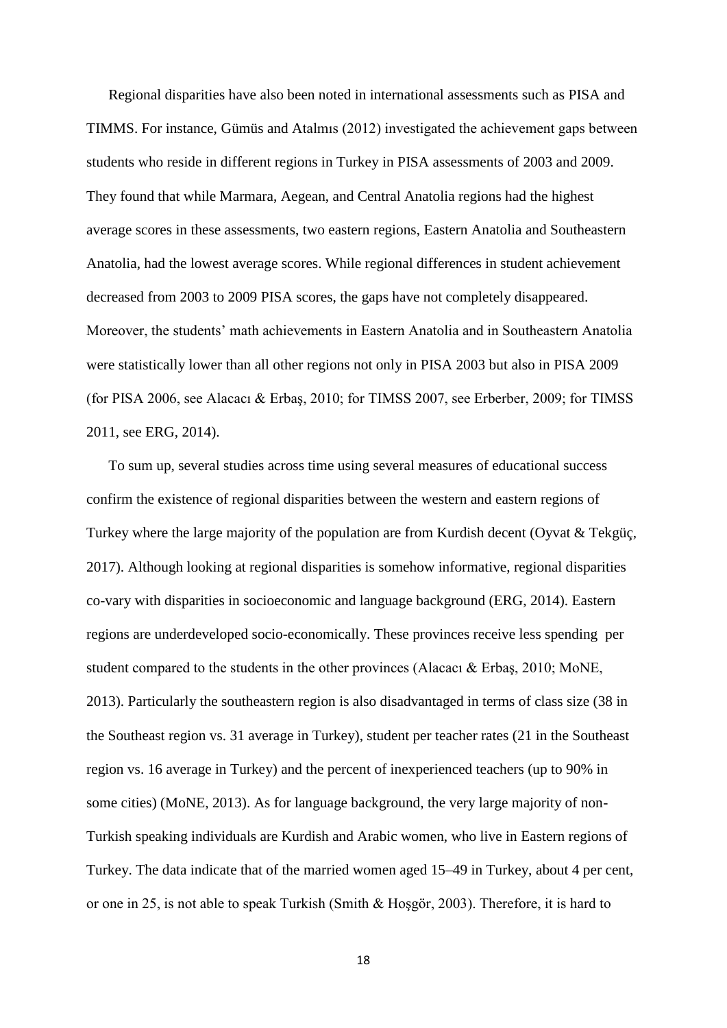Regional disparities have also been noted in international assessments such as PISA and TIMMS. For instance, Gümüs and Atalmıs (2012) investigated the achievement gaps between students who reside in different regions in Turkey in PISA assessments of 2003 and 2009. They found that while Marmara, Aegean, and Central Anatolia regions had the highest average scores in these assessments, two eastern regions, Eastern Anatolia and Southeastern Anatolia, had the lowest average scores. While regional differences in student achievement decreased from 2003 to 2009 PISA scores, the gaps have not completely disappeared. Moreover, the students' math achievements in Eastern Anatolia and in Southeastern Anatolia were statistically lower than all other regions not only in PISA 2003 but also in PISA 2009 (for PISA 2006, see Alacacı & Erbaş, 2010; for TIMSS 2007, see Erberber, 2009; for TIMSS 2011, see ERG, 2014).

To sum up, several studies across time using several measures of educational success confirm the existence of regional disparities between the western and eastern regions of Turkey where the large majority of the population are from Kurdish decent (Oyvat & Tekgüç, 2017). Although looking at regional disparities is somehow informative, regional disparities co-vary with disparities in socioeconomic and language background (ERG, 2014). Eastern regions are underdeveloped socio-economically. These provinces receive less spending per student compared to the students in the other provinces (Alacacı & Erbaş, 2010; MoNE, 2013). Particularly the southeastern region is also disadvantaged in terms of class size (38 in the Southeast region vs. 31 average in Turkey), student per teacher rates (21 in the Southeast region vs. 16 average in Turkey) and the percent of inexperienced teachers (up to 90% in some cities) (MoNE, 2013). As for language background, the very large majority of non-Turkish speaking individuals are Kurdish and Arabic women, who live in Eastern regions of Turkey. The data indicate that of the married women aged 15–49 in Turkey, about 4 per cent, or one in 25, is not able to speak Turkish (Smith & Hoşgör, 2003). Therefore, it is hard to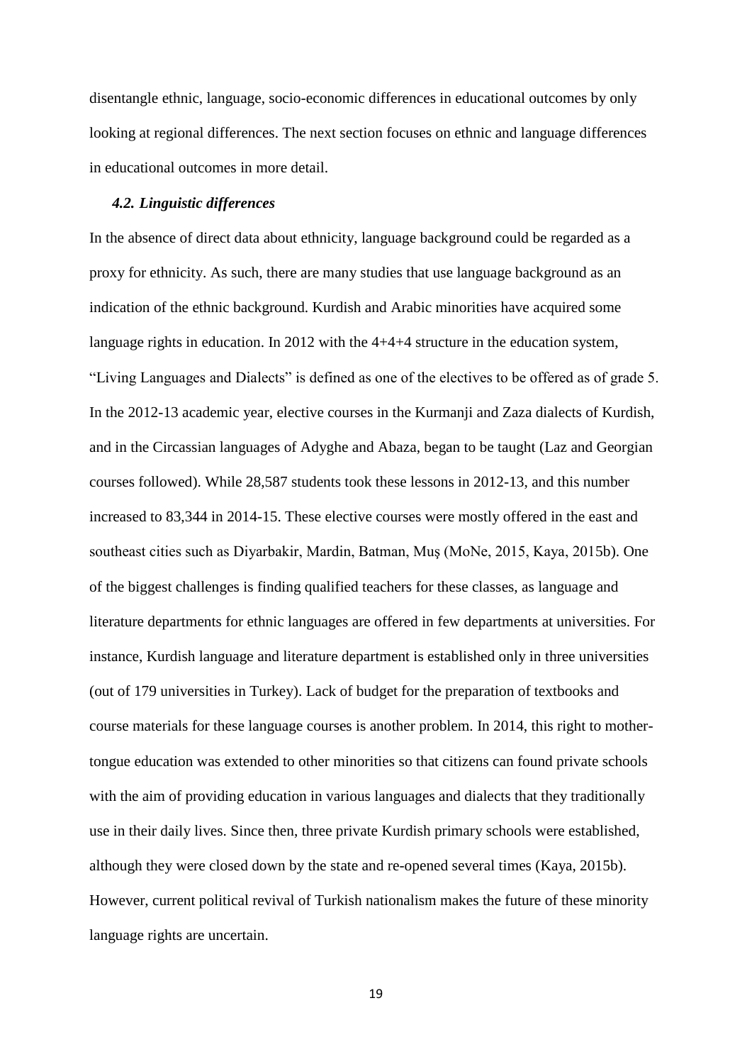disentangle ethnic, language, socio-economic differences in educational outcomes by only looking at regional differences. The next section focuses on ethnic and language differences in educational outcomes in more detail.

### *4.2. Linguistic differences*

In the absence of direct data about ethnicity, language background could be regarded as a proxy for ethnicity. As such, there are many studies that use language background as an indication of the ethnic background. Kurdish and Arabic minorities have acquired some language rights in education. In 2012 with the 4+4+4 structure in the education system, "Living Languages and Dialects" is defined as one of the electives to be offered as of grade 5. In the 2012-13 academic year, elective courses in the Kurmanji and Zaza dialects of Kurdish, and in the Circassian languages of Adyghe and Abaza, began to be taught (Laz and Georgian courses followed). While 28,587 students took these lessons in 2012-13, and this number increased to 83,344 in 2014-15. These elective courses were mostly offered in the east and southeast cities such as Diyarbakir, Mardin, Batman, Muş (MoNe, 2015, Kaya, 2015b). One of the biggest challenges is finding qualified teachers for these classes, as language and literature departments for ethnic languages are offered in few departments at universities. For instance, Kurdish language and literature department is established only in three universities (out of 179 universities in Turkey). Lack of budget for the preparation of textbooks and course materials for these language courses is another problem. In 2014, this right to mother-tongue education was extended to other minorities so that citizens can found private schools with the aim of providing education in various languages and dialects that they traditionally use in their daily lives. Since then, three private Kurdish primary schools were established, although they were closed down by the state and re-opened several times (Kaya, 2015b). However, current political revival of Turkish nationalism makes the future of these minority language rights are uncertain.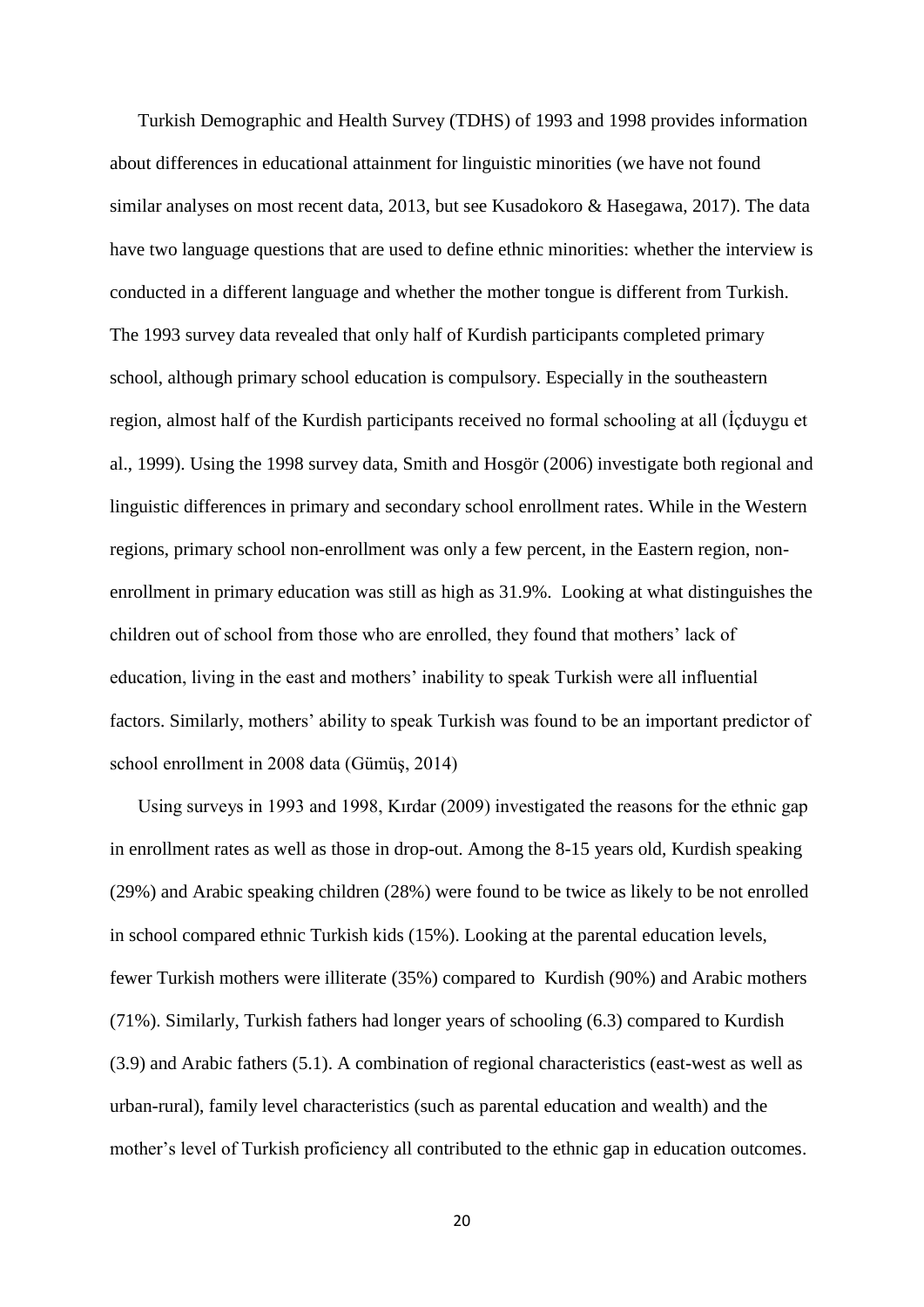Turkish Demographic and Health Survey (TDHS) of 1993 and 1998 provides information about differences in educational attainment for linguistic minorities (we have not found similar analyses on most recent data, 2013, but see Kusadokoro & Hasegawa, 2017). The data have two language questions that are used to define ethnic minorities: whether the interview is conducted in a different language and whether the mother tongue is different from Turkish. The 1993 survey data revealed that only half of Kurdish participants completed primary school, although primary school education is compulsory. Especially in the southeastern region, almost half of the Kurdish participants received no formal schooling at all (İçduygu et al., 1999). Using the 1998 survey data, Smith and Hosgör (2006) investigate both regional and linguistic differences in primary and secondary school enrollment rates. While in the Western regions, primary school non-enrollment was only a few percent, in the Eastern region, non-enrollment in primary education was still as high as 31.9%. Looking at what distinguishes the children out of school from those who are enrolled, they found that mothers' lack of education, living in the east and mothers' inability to speak Turkish were all influential factors. Similarly, mothers' ability to speak Turkish was found to be an important predictor of school enrollment in 2008 data (Gümüş, 2014)

Using surveys in 1993 and 1998, Kırdar (2009) investigated the reasons for the ethnic gap in enrollment rates as well as those in drop-out. Among the 8-15 years old, Kurdish speaking (29%) and Arabic speaking children (28%) were found to be twice as likely to be not enrolled in school compared ethnic Turkish kids (15%). Looking at the parental education levels, fewer Turkish mothers were illiterate (35%) compared to Kurdish (90%) and Arabic mothers (71%). Similarly, Turkish fathers had longer years of schooling (6.3) compared to Kurdish (3.9) and Arabic fathers (5.1). A combination of regional characteristics (east-west as well as urban-rural), family level characteristics (such as parental education and wealth) and the mother's level of Turkish proficiency all contributed to the ethnic gap in education outcomes.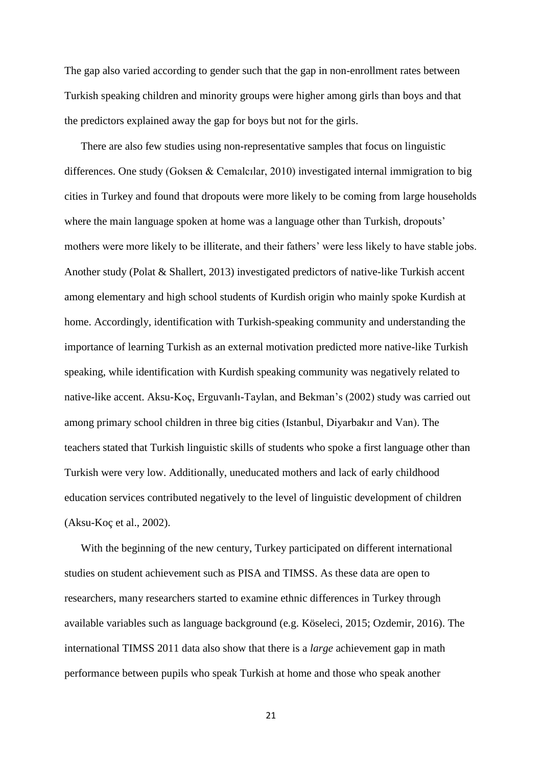The gap also varied according to gender such that the gap in non-enrollment rates between Turkish speaking children and minority groups were higher among girls than boys and that the predictors explained away the gap for boys but not for the girls.

There are also few studies using non-representative samples that focus on linguistic differences. One study (Goksen & Cemalcılar, 2010) investigated internal immigration to big cities in Turkey and found that dropouts were more likely to be coming from large households where the main language spoken at home was a language other than Turkish, dropouts' mothers were more likely to be illiterate, and their fathers' were less likely to have stable jobs. Another study (Polat & Shallert, 2013) investigated predictors of native-like Turkish accent among elementary and high school students of Kurdish origin who mainly spoke Kurdish at home. Accordingly, identification with Turkish-speaking community and understanding the importance of learning Turkish as an external motivation predicted more native-like Turkish speaking, while identification with Kurdish speaking community was negatively related to native-like accent. Aksu-Koç, Erguvanlı-Taylan, and Bekman's (2002) study was carried out among primary school children in three big cities (Istanbul, Diyarbakır and Van). The teachers stated that Turkish linguistic skills of students who spoke a first language other than Turkish were very low. Additionally, uneducated mothers and lack of early childhood education services contributed negatively to the level of linguistic development of children (Aksu-Koç et al., 2002).

With the beginning of the new century, Turkey participated on different international studies on student achievement such as PISA and TIMSS. As these data are open to researchers, many researchers started to examine ethnic differences in Turkey through available variables such as language background (e.g. Köseleci, 2015; Ozdemir, 2016). The international TIMSS 2011 data also show that there is a *large* achievement gap in math performance between pupils who speak Turkish at home and those who speak another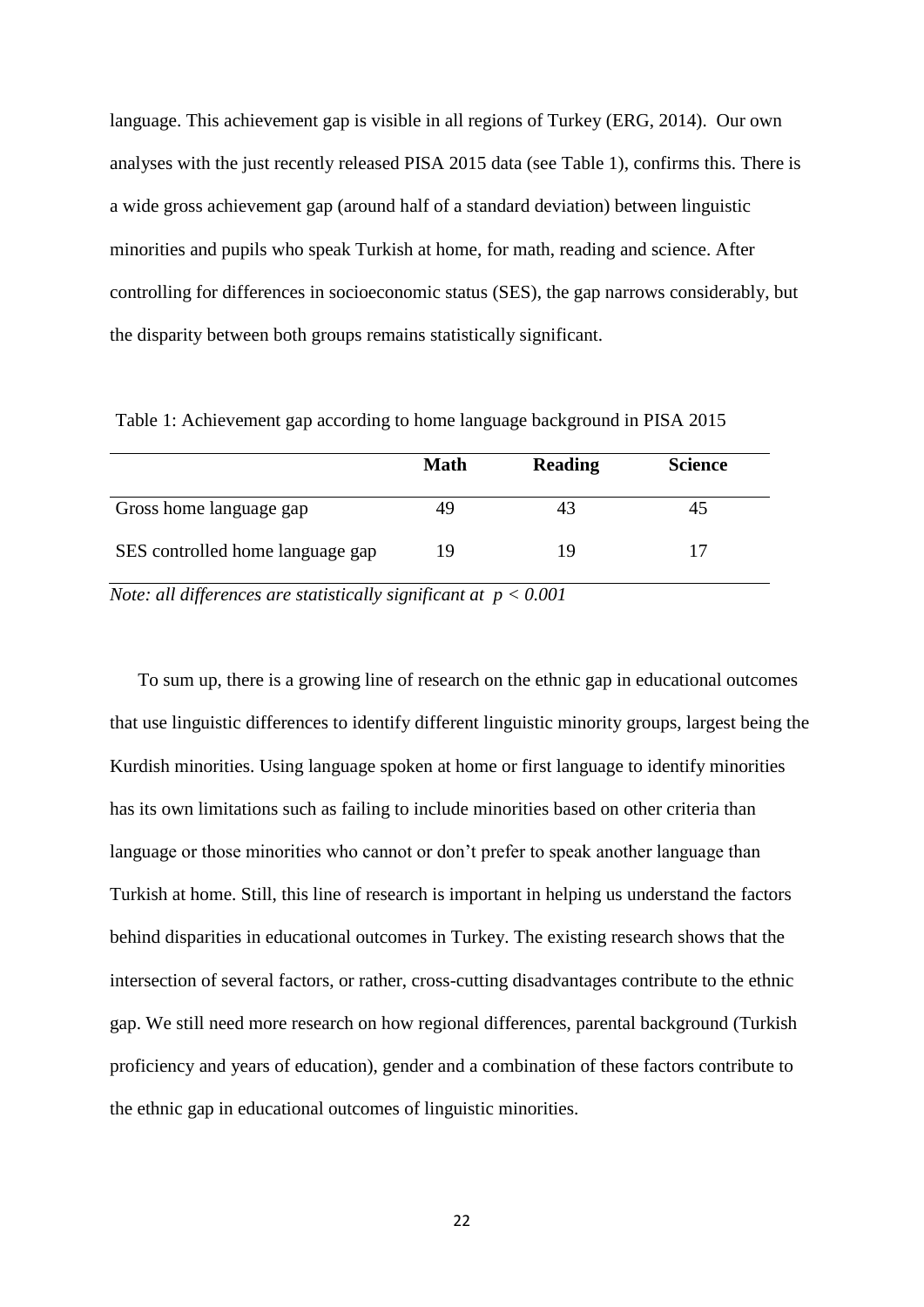language. This achievement gap is visible in all regions of Turkey (ERG, 2014). Our own analyses with the just recently released PISA 2015 data (see Table 1), confirms this. There is a wide gross achievement gap (around half of a standard deviation) between linguistic minorities and pupils who speak Turkish at home, for math, reading and science. After controlling for differences in socioeconomic status (SES), the gap narrows considerably, but the disparity between both groups remains statistically significant.

Table 1: Achievement gap according to home language background in PISA 2015

| | **Math** | **Reading** | **Science** |
|---|---|---|---|
| Gross home language gap | 49 | 43 | 45 |
| SES controlled home language gap | 19 | 19 | 17 |

*Note: all differences are statistically significant at $p < 0.001$*

To sum up, there is a growing line of research on the ethnic gap in educational outcomes that use linguistic differences to identify different linguistic minority groups, largest being the Kurdish minorities. Using language spoken at home or first language to identify minorities has its own limitations such as failing to include minorities based on other criteria than language or those minorities who cannot or don't prefer to speak another language than Turkish at home. Still, this line of research is important in helping us understand the factors behind disparities in educational outcomes in Turkey. The existing research shows that the intersection of several factors, or rather, cross-cutting disadvantages contribute to the ethnic gap. We still need more research on how regional differences, parental background (Turkish proficiency and years of education), gender and a combination of these factors contribute to the ethnic gap in educational outcomes of linguistic minorities.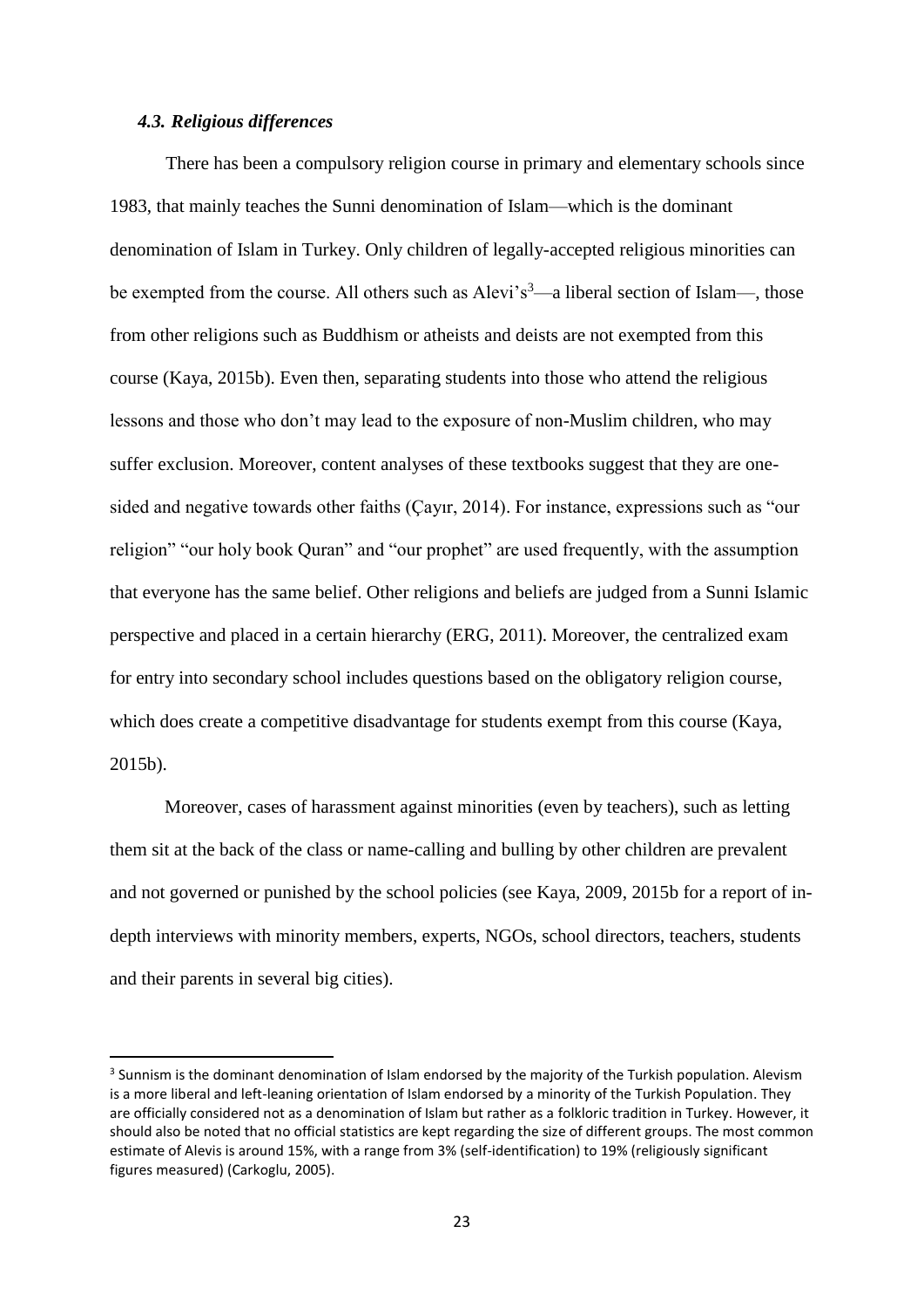### *4.3. Religious differences*

There has been a compulsory religion course in primary and elementary schools since 1983, that mainly teaches the Sunni denomination of Islam—which is the dominant denomination of Islam in Turkey. Only children of legally-accepted religious minorities can be exempted from the course. All others such as Alevi's[3]—a liberal section of Islam—, those from other religions such as Buddhism or atheists and deists are not exempted from this course (Kaya, 2015b). Even then, separating students into those who attend the religious lessons and those who don't may lead to the exposure of non-Muslim children, who may suffer exclusion. Moreover, content analyses of these textbooks suggest that they are one-sided and negative towards other faiths (Çayır, 2014). For instance, expressions such as "our religion" "our holy book Quran" and "our prophet" are used frequently, with the assumption that everyone has the same belief. Other religions and beliefs are judged from a Sunni Islamic perspective and placed in a certain hierarchy (ERG, 2011). Moreover, the centralized exam for entry into secondary school includes questions based on the obligatory religion course, which does create a competitive disadvantage for students exempt from this course (Kaya, 2015b).

Moreover, cases of harassment against minorities (even by teachers), such as letting them sit at the back of the class or name-calling and bulling by other children are prevalent and not governed or punished by the school policies (see Kaya, 2009, 2015b for a report of in-depth interviews with minority members, experts, NGOs, school directors, teachers, students and their parents in several big cities).

---

[3] Sunnism is the dominant denomination of Islam endorsed by the majority of the Turkish population. Alevism is a more liberal and left-leaning orientation of Islam endorsed by a minority of the Turkish Population. They are officially considered not as a denomination of Islam but rather as a folkloric tradition in Turkey. However, it should also be noted that no official statistics are kept regarding the size of different groups. The most common estimate of Alevis is around 15%, with a range from 3% (self-identification) to 19% (religiously significant figures measured) (Carkoglu, 2005).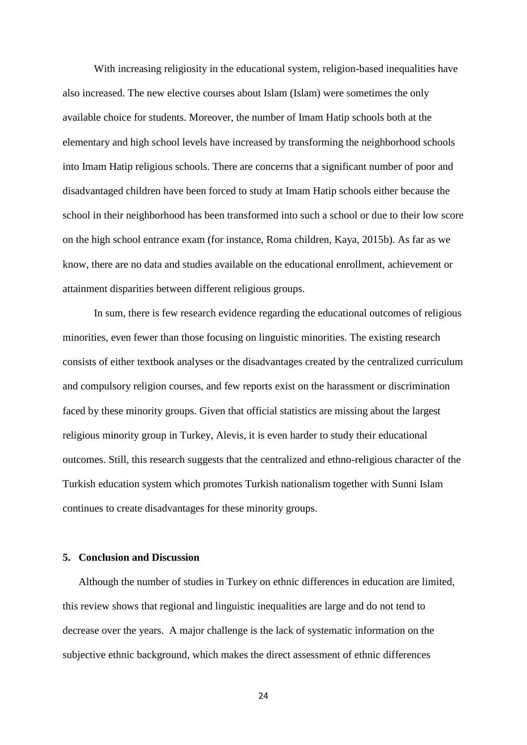With increasing religiosity in the educational system, religion-based inequalities have also increased. The new elective courses about Islam (Islam) were sometimes the only available choice for students. Moreover, the number of Imam Hatip schools both at the elementary and high school levels have increased by transforming the neighborhood schools into Imam Hatip religious schools. There are concerns that a significant number of poor and disadvantaged children have been forced to study at Imam Hatip schools either because the school in their neighborhood has been transformed into such a school or due to their low score on the high school entrance exam (for instance, Roma children, Kaya, 2015b). As far as we know, there are no data and studies available on the educational enrollment, achievement or attainment disparities between different religious groups.

In sum, there is few research evidence regarding the educational outcomes of religious minorities, even fewer than those focusing on linguistic minorities. The existing research consists of either textbook analyses or the disadvantages created by the centralized curriculum and compulsory religion courses, and few reports exist on the harassment or discrimination faced by these minority groups. Given that official statistics are missing about the largest religious minority group in Turkey, Alevis, it is even harder to study their educational outcomes. Still, this research suggests that the centralized and ethno-religious character of the Turkish education system which promotes Turkish nationalism together with Sunni Islam continues to create disadvantages for these minority groups.

## 5. Conclusion and Discussion

Although the number of studies in Turkey on ethnic differences in education are limited, this review shows that regional and linguistic inequalities are large and do not tend to decrease over the years. A major challenge is the lack of systematic information on the subjective ethnic background, which makes the direct assessment of ethnic differences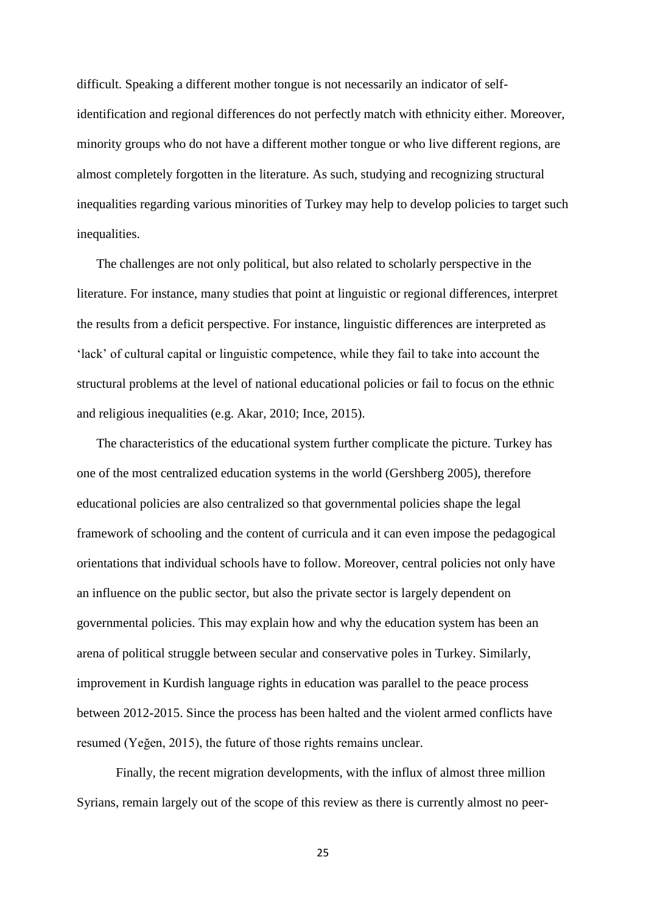difficult. Speaking a different mother tongue is not necessarily an indicator of self-identification and regional differences do not perfectly match with ethnicity either. Moreover, minority groups who do not have a different mother tongue or who live different regions, are almost completely forgotten in the literature. As such, studying and recognizing structural inequalities regarding various minorities of Turkey may help to develop policies to target such inequalities.

The challenges are not only political, but also related to scholarly perspective in the literature. For instance, many studies that point at linguistic or regional differences, interpret the results from a deficit perspective. For instance, linguistic differences are interpreted as 'lack' of cultural capital or linguistic competence, while they fail to take into account the structural problems at the level of national educational policies or fail to focus on the ethnic and religious inequalities (e.g. Akar, 2010; Ince, 2015).

The characteristics of the educational system further complicate the picture. Turkey has one of the most centralized education systems in the world (Gershberg 2005), therefore educational policies are also centralized so that governmental policies shape the legal framework of schooling and the content of curricula and it can even impose the pedagogical orientations that individual schools have to follow. Moreover, central policies not only have an influence on the public sector, but also the private sector is largely dependent on governmental policies. This may explain how and why the education system has been an arena of political struggle between secular and conservative poles in Turkey. Similarly, improvement in Kurdish language rights in education was parallel to the peace process between 2012-2015. Since the process has been halted and the violent armed conflicts have resumed (Yeğen, 2015), the future of those rights remains unclear.

Finally, the recent migration developments, with the influx of almost three million Syrians, remain largely out of the scope of this review as there is currently almost no peer-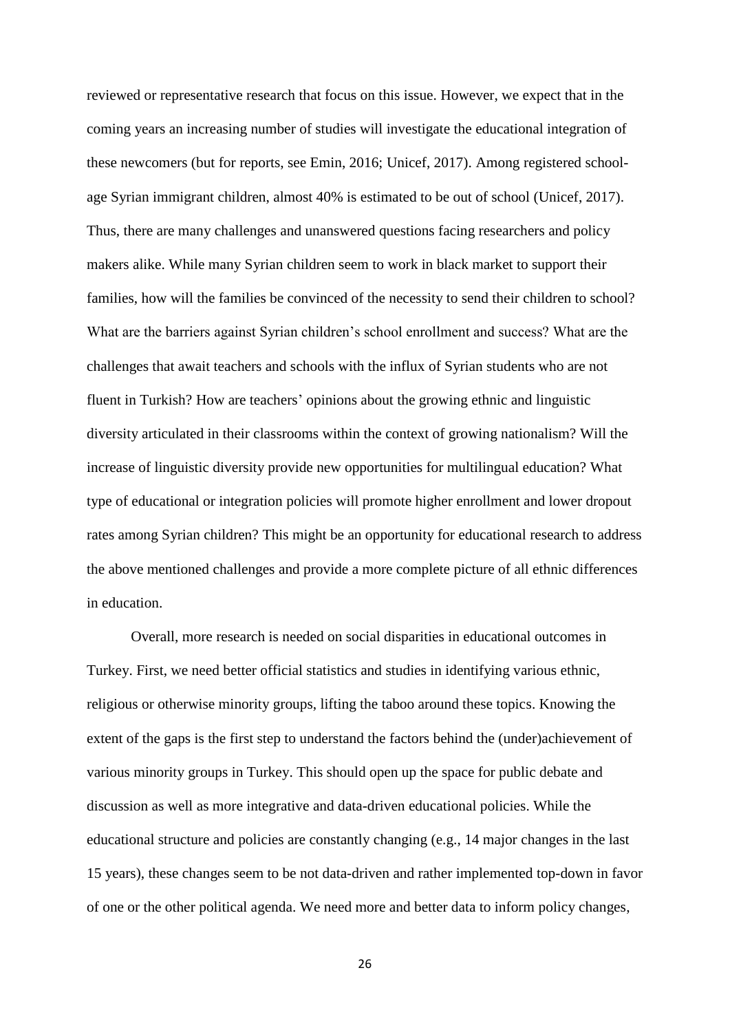reviewed or representative research that focus on this issue. However, we expect that in the coming years an increasing number of studies will investigate the educational integration of these newcomers (but for reports, see Emin, 2016; Unicef, 2017). Among registered school-age Syrian immigrant children, almost 40% is estimated to be out of school (Unicef, 2017). Thus, there are many challenges and unanswered questions facing researchers and policy makers alike. While many Syrian children seem to work in black market to support their families, how will the families be convinced of the necessity to send their children to school? What are the barriers against Syrian children's school enrollment and success? What are the challenges that await teachers and schools with the influx of Syrian students who are not fluent in Turkish? How are teachers' opinions about the growing ethnic and linguistic diversity articulated in their classrooms within the context of growing nationalism? Will the increase of linguistic diversity provide new opportunities for multilingual education? What type of educational or integration policies will promote higher enrollment and lower dropout rates among Syrian children? This might be an opportunity for educational research to address the above mentioned challenges and provide a more complete picture of all ethnic differences in education.

Overall, more research is needed on social disparities in educational outcomes in Turkey. First, we need better official statistics and studies in identifying various ethnic, religious or otherwise minority groups, lifting the taboo around these topics. Knowing the extent of the gaps is the first step to understand the factors behind the (under)achievement of various minority groups in Turkey. This should open up the space for public debate and discussion as well as more integrative and data-driven educational policies. While the educational structure and policies are constantly changing (e.g., 14 major changes in the last 15 years), these changes seem to be not data-driven and rather implemented top-down in favor of one or the other political agenda. We need more and better data to inform policy changes,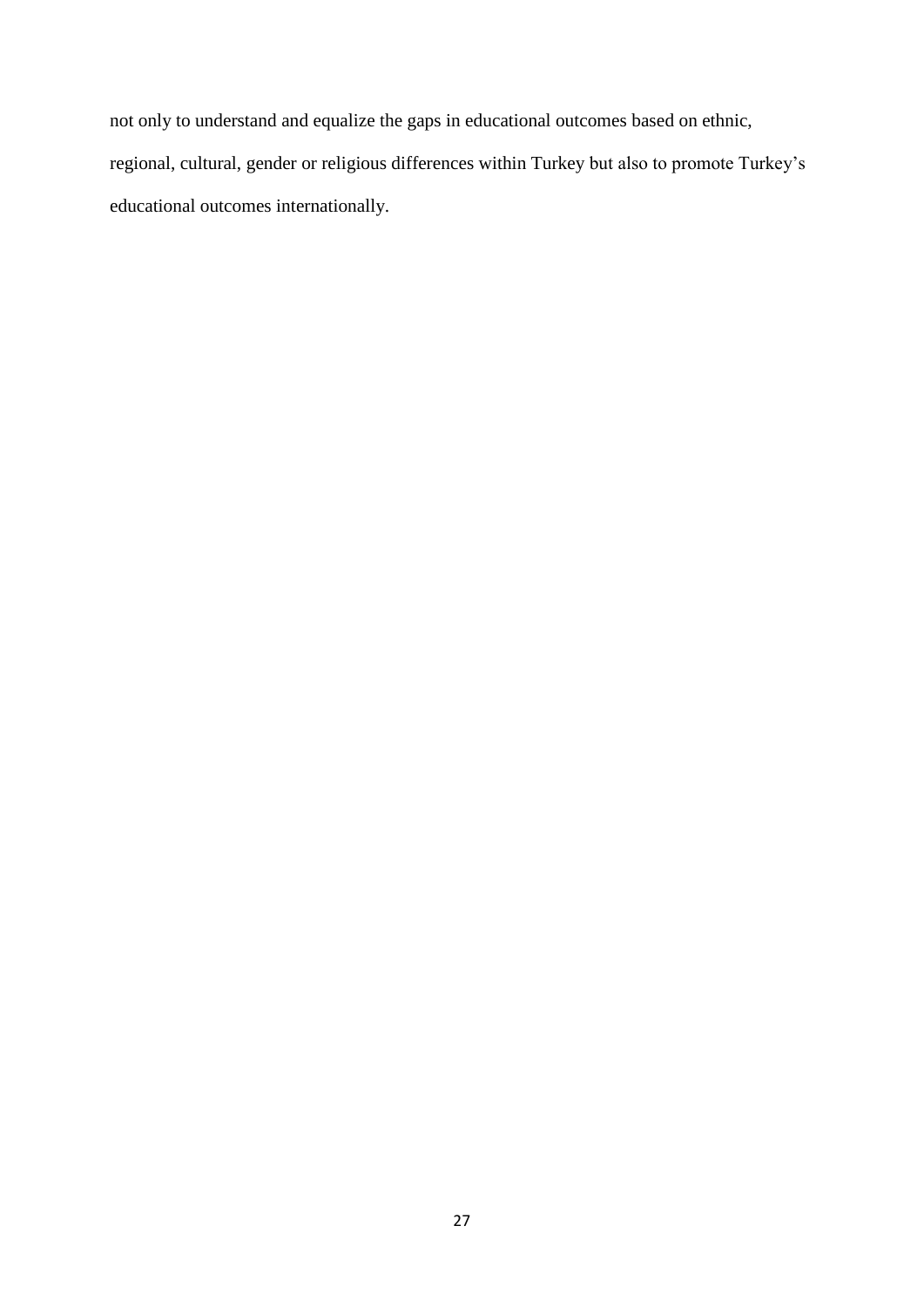not only to understand and equalize the gaps in educational outcomes based on ethnic, regional, cultural, gender or religious differences within Turkey but also to promote Turkey's educational outcomes internationally.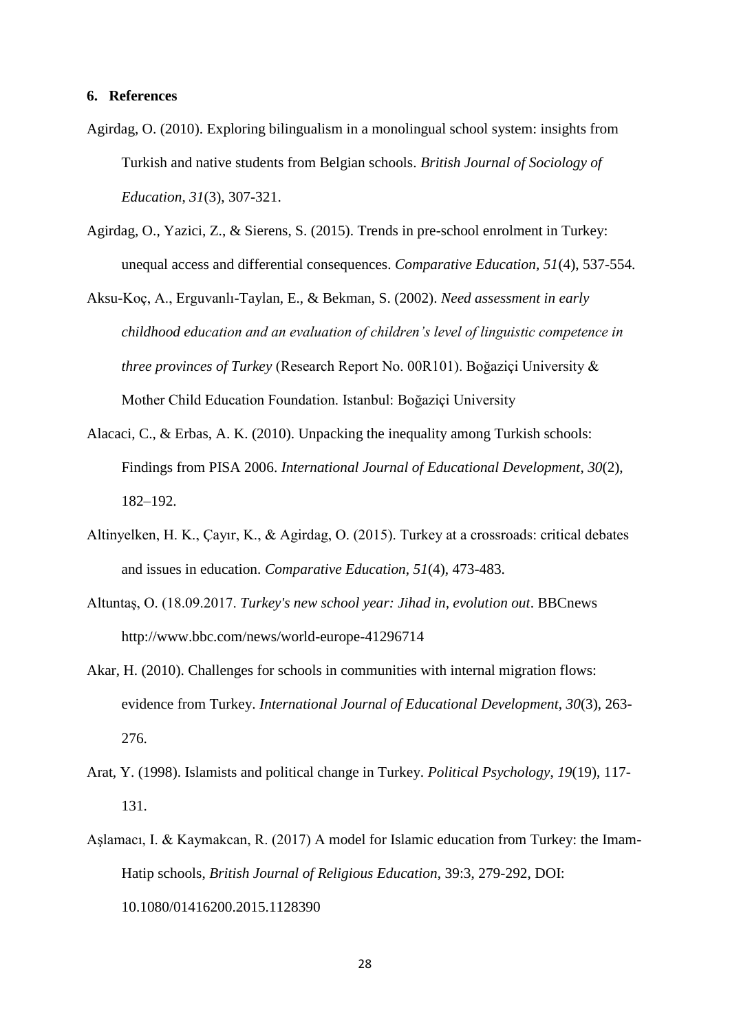## 6. References

Agirdag, O. (2010). Exploring bilingualism in a monolingual school system: insights from Turkish and native students from Belgian schools. *British Journal of Sociology of Education*, *31*(3), 307-321.

Agirdag, O., Yazici, Z., & Sierens, S. (2015). Trends in pre-school enrolment in Turkey: unequal access and differential consequences. *Comparative Education*, *51*(4), 537-554.

Aksu-Koç, A., Erguvanlı-Taylan, E., & Bekman, S. (2002). *Need assessment in early childhood education and an evaluation of children's level of linguistic competence in three provinces of Turkey* (Research Report No. 00R101). Boğaziçi University & Mother Child Education Foundation. Istanbul: Boğaziçi University

Alacaci, C., & Erbas, A. K. (2010). Unpacking the inequality among Turkish schools: Findings from PISA 2006. *International Journal of Educational Development*, *30*(2), 182–192.

Altinyelken, H. K., Çayır, K., & Agirdag, O. (2015). Turkey at a crossroads: critical debates and issues in education. *Comparative Education*, *51*(4), 473-483.

Altuntaş, O. (18.09.2017. *Turkey's new school year: Jihad in, evolution out*. BBCnews http://www.bbc.com/news/world-europe-41296714

Akar, H. (2010). Challenges for schools in communities with internal migration flows: evidence from Turkey. *International Journal of Educational Development*, *30*(3), 263-276.

Arat, Y. (1998). Islamists and political change in Turkey. *Political Psychology*, *19*(19), 117-131.

Aşlamacı, I. & Kaymakcan, R. (2017) A model for Islamic education from Turkey: the Imam-Hatip schools, *British Journal of Religious Education*, 39:3, 279-292, DOI: 10.1080/01416200.2015.1128390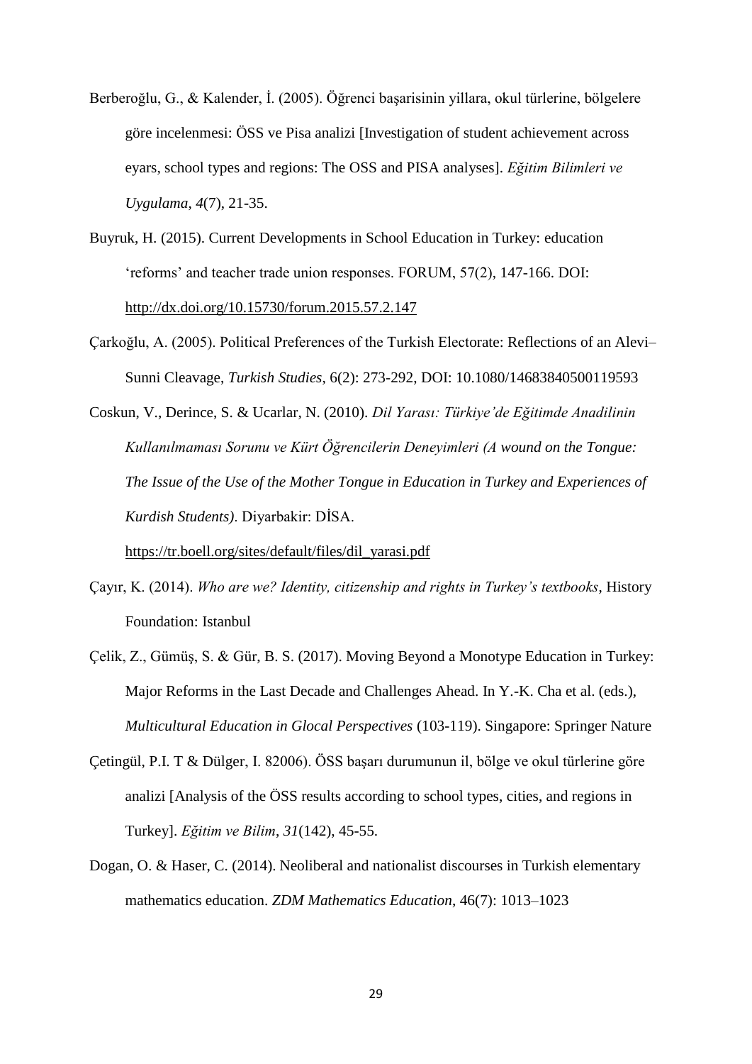Berberoğlu, G., & Kalender, İ. (2005). Öğrenci başarisinin yillara, okul türlerine, bölgelere göre incelenmesi: ÖSS ve Pisa analizi [Investigation of student achievement across eyars, school types and regions: The OSS and PISA analyses]. *Eğitim Bilimleri ve Uygulama*, *4*(7), 21-35.

Buyruk, H. (2015). Current Developments in School Education in Turkey: education 'reforms' and teacher trade union responses. FORUM, 57(2), 147-166. DOI: http://dx.doi.org/10.15730/forum.2015.57.2.147

Çarkoğlu, A. (2005). Political Preferences of the Turkish Electorate: Reflections of an Alevi–Sunni Cleavage, *Turkish Studies*, 6(2): 273-292, DOI: 10.1080/14683840500119593

Coskun, V., Derince, S. & Ucarlar, N. (2010). *Dil Yarası: Türkiye'de Eğitimde Anadilinin Kullanılmaması Sorunu ve Kürt Öğrencilerin Deneyimleri (A wound on the Tongue: The Issue of the Use of the Mother Tongue in Education in Turkey and Experiences of Kurdish Students)*. Diyarbakir: DİSA. https://tr.boell.org/sites/default/files/dil_yarasi.pdf

Çayır, K. (2014). *Who are we? Identity, citizenship and rights in Turkey's textbooks*, History Foundation: Istanbul

Çelik, Z., Gümüş, S. & Gür, B. S. (2017). Moving Beyond a Monotype Education in Turkey: Major Reforms in the Last Decade and Challenges Ahead. In Y.-K. Cha et al. (eds.), *Multicultural Education in Glocal Perspectives* (103-119). Singapore: Springer Nature

Çetingül, P.I. T & Dülger, I. 82006). ÖSS başarı durumunun il, bölge ve okul türlerine göre analizi [Analysis of the ÖSS results according to school types, cities, and regions in Turkey]. *Eğitim ve Bilim*, *31*(142), 45-55.

Dogan, O. & Haser, C. (2014). Neoliberal and nationalist discourses in Turkish elementary mathematics education. *ZDM Mathematics Education*, 46(7): 1013–1023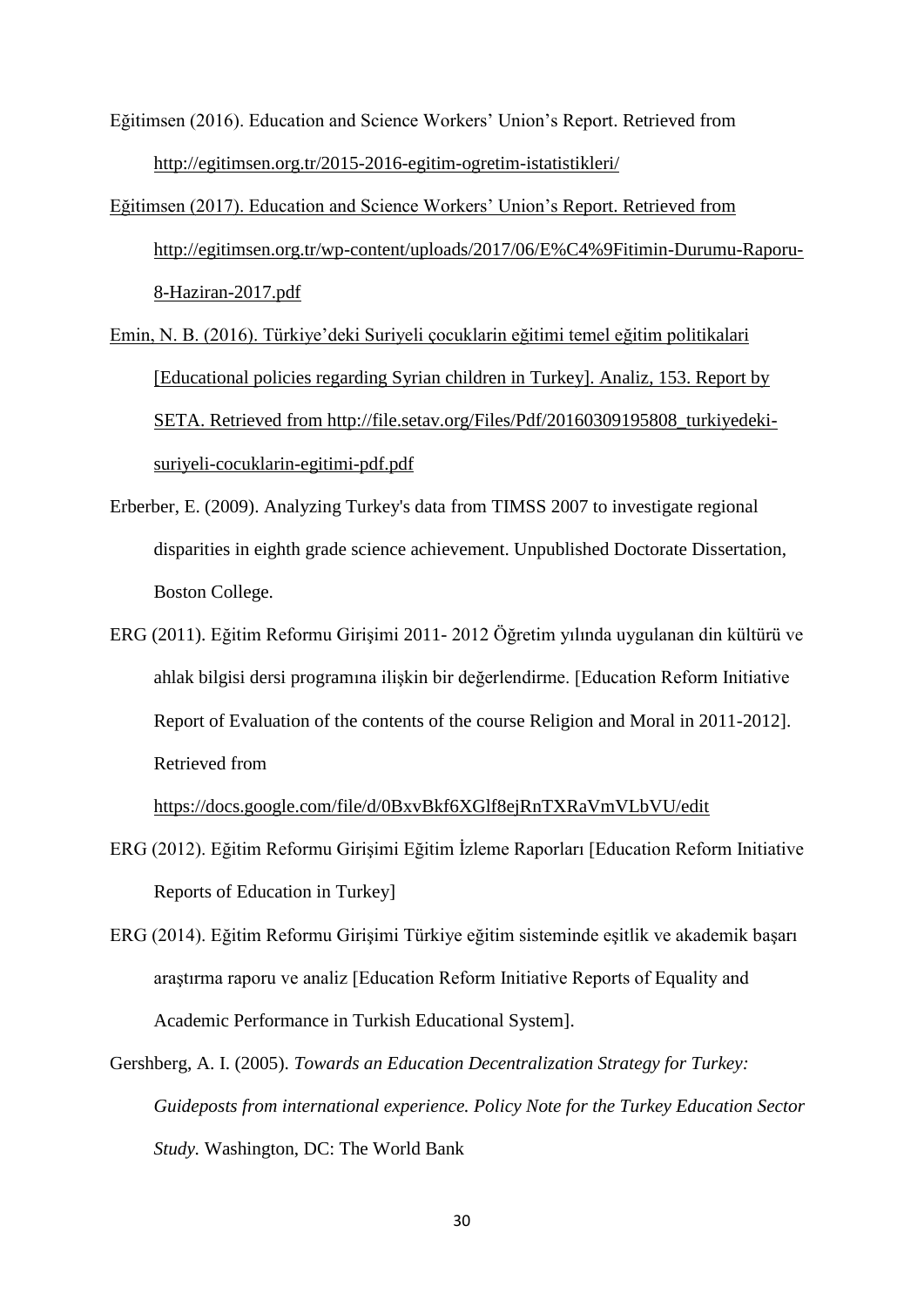Eğitimsen (2016). Education and Science Workers' Union's Report. Retrieved from http://egitimsen.org.tr/2015-2016-egitim-ogretim-istatistikleri/

Eğitimsen (2017). Education and Science Workers' Union's Report. Retrieved from http://egitimsen.org.tr/wp-content/uploads/2017/06/E%C4%9Fitimin-Durumu-Raporu-8-Haziran-2017.pdf

Emin, N. B. (2016). Türkiye'deki Suriyeli çocuklarin eğitimi temel eğitim politikalari [Educational policies regarding Syrian children in Turkey]. Analiz, 153. Report by SETA. Retrieved from http://file.setav.org/Files/Pdf/20160309195808_turkiyedeki-suriyeli-cocuklarin-egitimi-pdf.pdf

Erberber, E. (2009). Analyzing Turkey's data from TIMSS 2007 to investigate regional disparities in eighth grade science achievement. Unpublished Doctorate Dissertation, Boston College.

ERG (2011). Eğitim Reformu Girişimi 2011- 2012 Öğretim yılında uygulanan din kültürü ve ahlak bilgisi dersi programına ilişkin bir değerlendirme. [Education Reform Initiative Report of Evaluation of the contents of the course Religion and Moral in 2011-2012]. Retrieved from https://docs.google.com/file/d/0BxvBkf6XGlf8ejRnTXRaVmVLbVU/edit

ERG (2012). Eğitim Reformu Girişimi Eğitim İzleme Raporları [Education Reform Initiative Reports of Education in Turkey]

ERG (2014). Eğitim Reformu Girişimi Türkiye eğitim sisteminde eşitlik ve akademik başarı araştırma raporu ve analiz [Education Reform Initiative Reports of Equality and Academic Performance in Turkish Educational System].

Gershberg, A. I. (2005). *Towards an Education Decentralization Strategy for Turkey: Guideposts from international experience. Policy Note for the Turkey Education Sector Study.* Washington, DC: The World Bank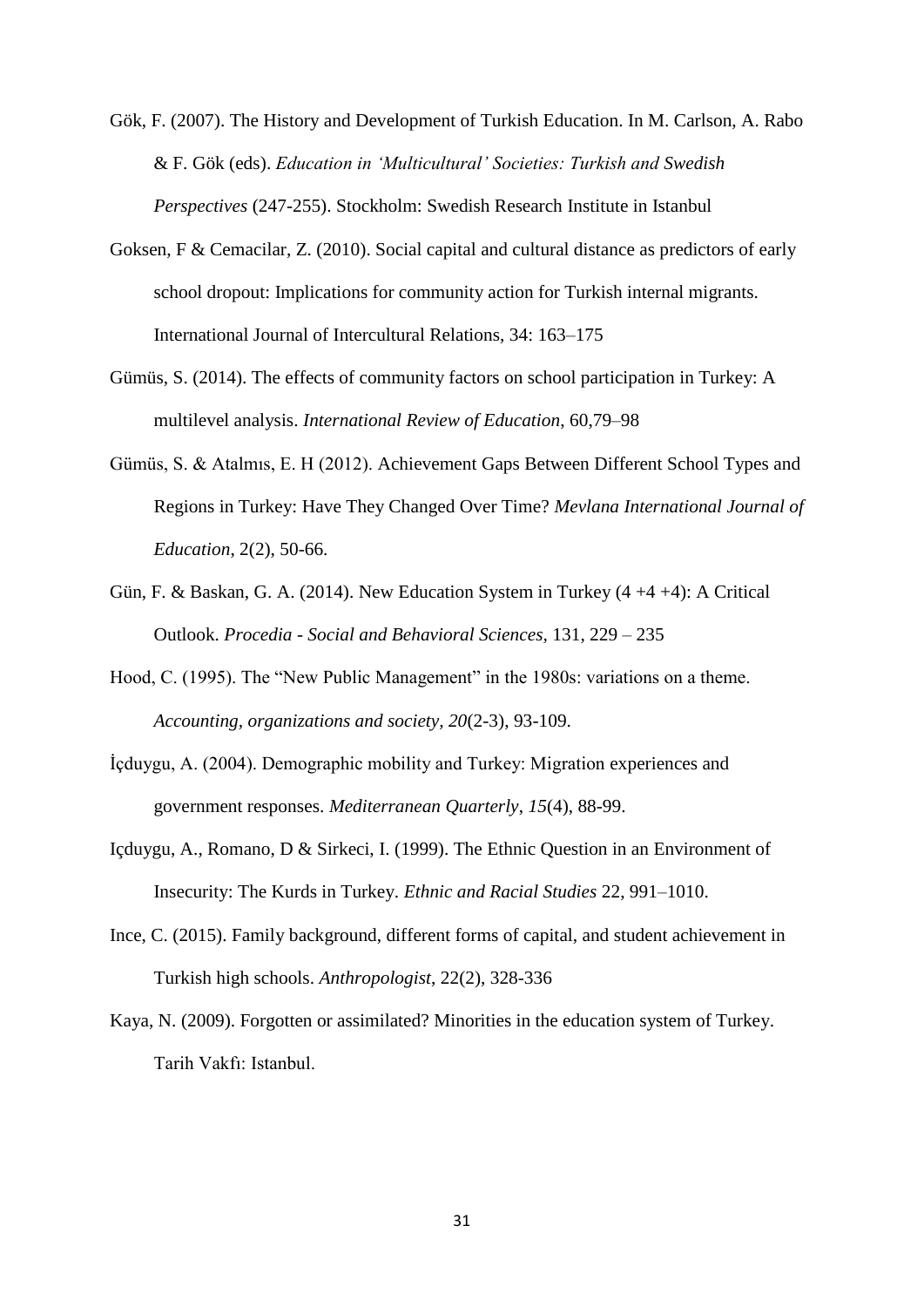Gök, F. (2007). The History and Development of Turkish Education. In M. Carlson, A. Rabo & F. Gök (eds). *Education in 'Multicultural' Societies: Turkish and Swedish Perspectives* (247-255). Stockholm: Swedish Research Institute in Istanbul

Goksen, F & Cemacilar, Z. (2010). Social capital and cultural distance as predictors of early school dropout: Implications for community action for Turkish internal migrants. International Journal of Intercultural Relations, 34: 163–175

Gümüs, S. (2014). The effects of community factors on school participation in Turkey: A multilevel analysis. *International Review of Education*, 60,79–98

Gümüs, S. & Atalmıs, E. H (2012). Achievement Gaps Between Different School Types and Regions in Turkey: Have They Changed Over Time? *Mevlana International Journal of Education*, 2(2), 50-66.

Gün, F. & Baskan, G. A. (2014). New Education System in Turkey (4 +4 +4): A Critical Outlook. *Procedia - Social and Behavioral Sciences*, 131, 229 – 235

Hood, C. (1995). The "New Public Management" in the 1980s: variations on a theme. *Accounting, organizations and society*, *20*(2-3), 93-109.

İçduygu, A. (2004). Demographic mobility and Turkey: Migration experiences and government responses. *Mediterranean Quarterly*, *15*(4), 88-99.

Içduygu, A., Romano, D & Sirkeci, I. (1999). The Ethnic Question in an Environment of Insecurity: The Kurds in Turkey. *Ethnic and Racial Studies* 22, 991–1010.

Ince, C. (2015). Family background, different forms of capital, and student achievement in Turkish high schools. *Anthropologist*, 22(2), 328-336

Kaya, N. (2009). Forgotten or assimilated? Minorities in the education system of Turkey. Tarih Vakfı: Istanbul.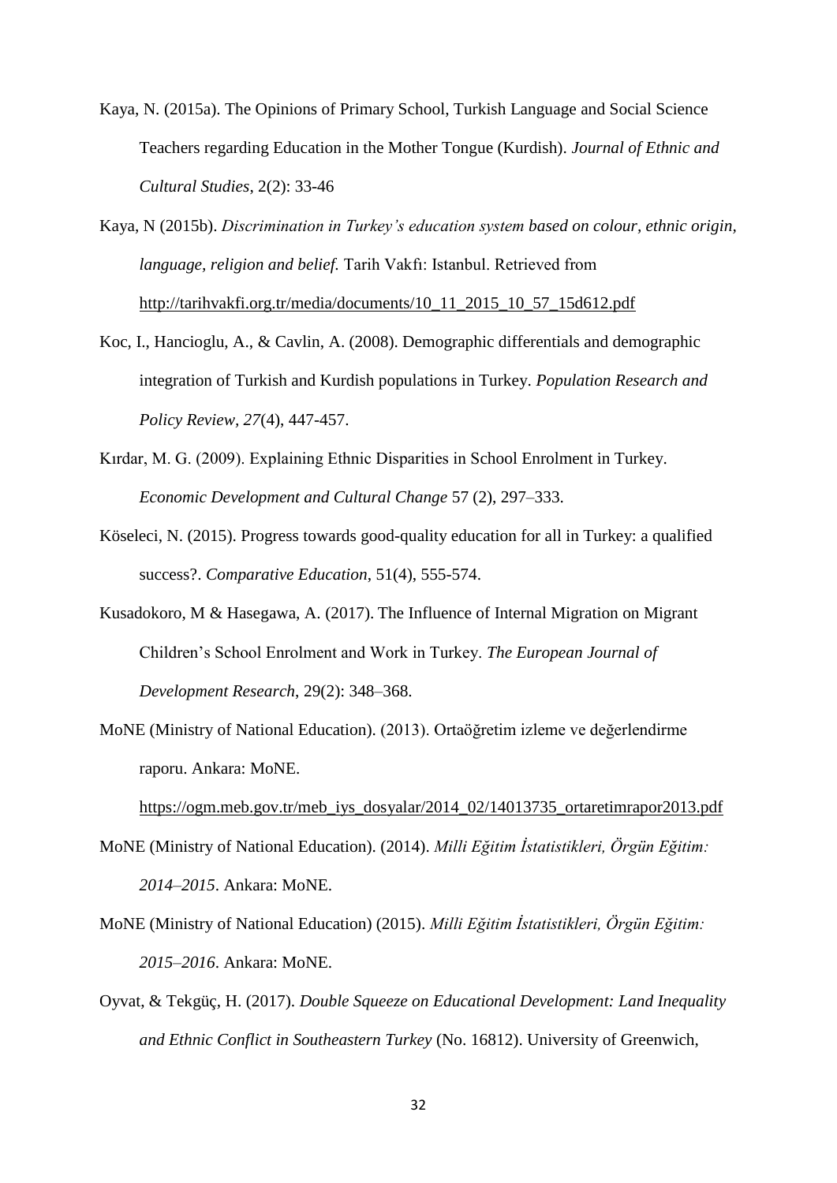Kaya, N. (2015a). The Opinions of Primary School, Turkish Language and Social Science Teachers regarding Education in the Mother Tongue (Kurdish). *Journal of Ethnic and Cultural Studies*, 2(2): 33-46

Kaya, N (2015b). *Discrimination in Turkey's education system based on colour, ethnic origin, language, religion and belief.* Tarih Vakfı: Istanbul. Retrieved from http://tarihvakfi.org.tr/media/documents/10_11_2015_10_57_15d612.pdf

Koc, I., Hancioglu, A., & Cavlin, A. (2008). Demographic differentials and demographic integration of Turkish and Kurdish populations in Turkey. *Population Research and Policy Review*, *27*(4), 447-457.

Kırdar, M. G. (2009). Explaining Ethnic Disparities in School Enrolment in Turkey. *Economic Development and Cultural Change* 57 (2), 297–333.

Köseleci, N. (2015). Progress towards good-quality education for all in Turkey: a qualified success?. *Comparative Education*, 51(4), 555-574.

Kusadokoro, M & Hasegawa, A. (2017). The Influence of Internal Migration on Migrant Children's School Enrolment and Work in Turkey. *The European Journal of Development Research*, 29(2): 348–368.

MoNE (Ministry of National Education). (2013). Ortaöğretim izleme ve değerlendirme raporu. Ankara: MoNE. https://ogm.meb.gov.tr/meb_iys_dosyalar/2014_02/14013735_ortaretimrapor2013.pdf

MoNE (Ministry of National Education). (2014). *Milli Eğitim İstatistikleri, Örgün Eğitim: 2014–2015*. Ankara: MoNE.

MoNE (Ministry of National Education) (2015). *Milli Eğitim İstatistikleri, Örgün Eğitim: 2015–2016*. Ankara: MoNE.

Oyvat, & Tekgüç, H. (2017). *Double Squeeze on Educational Development: Land Inequality and Ethnic Conflict in Southeastern Turkey* (No. 16812). University of Greenwich,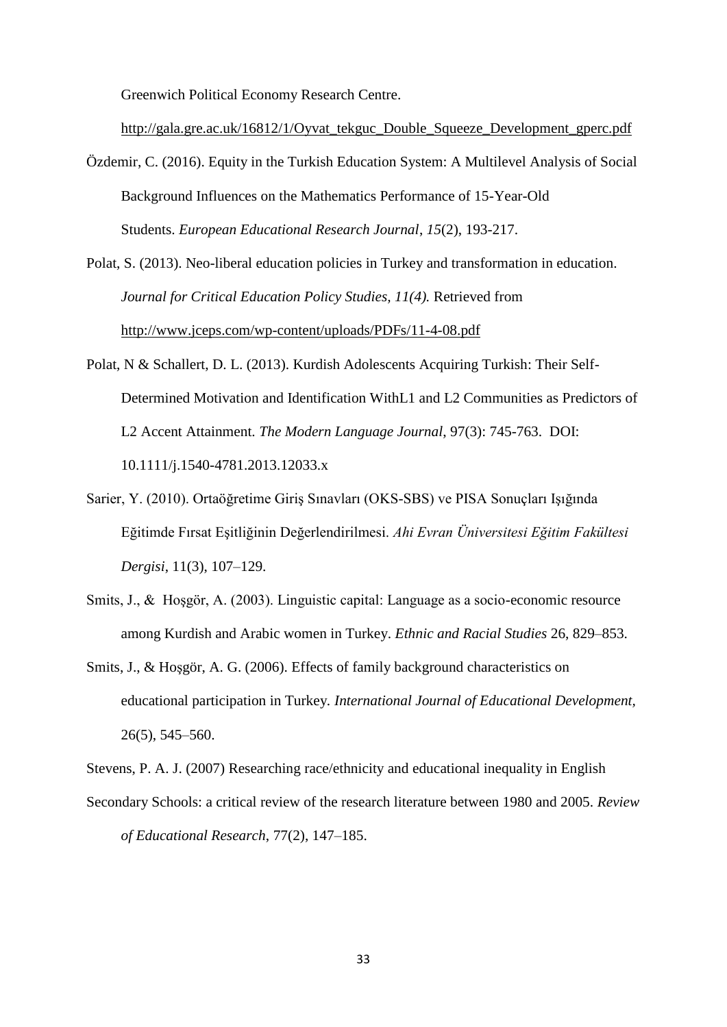Greenwich Political Economy Research Centre.
http://gala.gre.ac.uk/16812/1/Oyvat_tekguc_Double_Squeeze_Development_gperc.pdf

Özdemir, C. (2016). Equity in the Turkish Education System: A Multilevel Analysis of Social Background Influences on the Mathematics Performance of 15-Year-Old Students. *European Educational Research Journal*, *15*(2), 193-217.

Polat, S. (2013). Neo-liberal education policies in Turkey and transformation in education. *Journal for Critical Education Policy Studies, 11(4).* Retrieved from http://www.jceps.com/wp-content/uploads/PDFs/11-4-08.pdf

Polat, N & Schallert, D. L. (2013). Kurdish Adolescents Acquiring Turkish: Their Self-Determined Motivation and Identification WithL1 and L2 Communities as Predictors of L2 Accent Attainment. *The Modern Language Journal*, 97(3): 745-763. DOI: 10.1111/j.1540-4781.2013.12033.x

Sarier, Y. (2010). Ortaöğretime Giriş Sınavları (OKS-SBS) ve PISA Sonuçları Işığında Eğitimde Fırsat Eşitliğinin Değerlendirilmesi. *Ahi Evran Üniversitesi Eğitim Fakültesi Dergisi*, 11(3), 107–129.

Smits, J., & Hoşgör, A. (2003). Linguistic capital: Language as a socio-economic resource among Kurdish and Arabic women in Turkey. *Ethnic and Racial Studies* 26, 829–853.

Smits, J., & Hoşgör, A. G. (2006). Effects of family background characteristics on educational participation in Turkey. *International Journal of Educational Development*, 26(5), 545–560.

Stevens, P. A. J. (2007) Researching race/ethnicity and educational inequality in English Secondary Schools: a critical review of the research literature between 1980 and 2005. *Review of Educational Research*, 77(2), 147–185.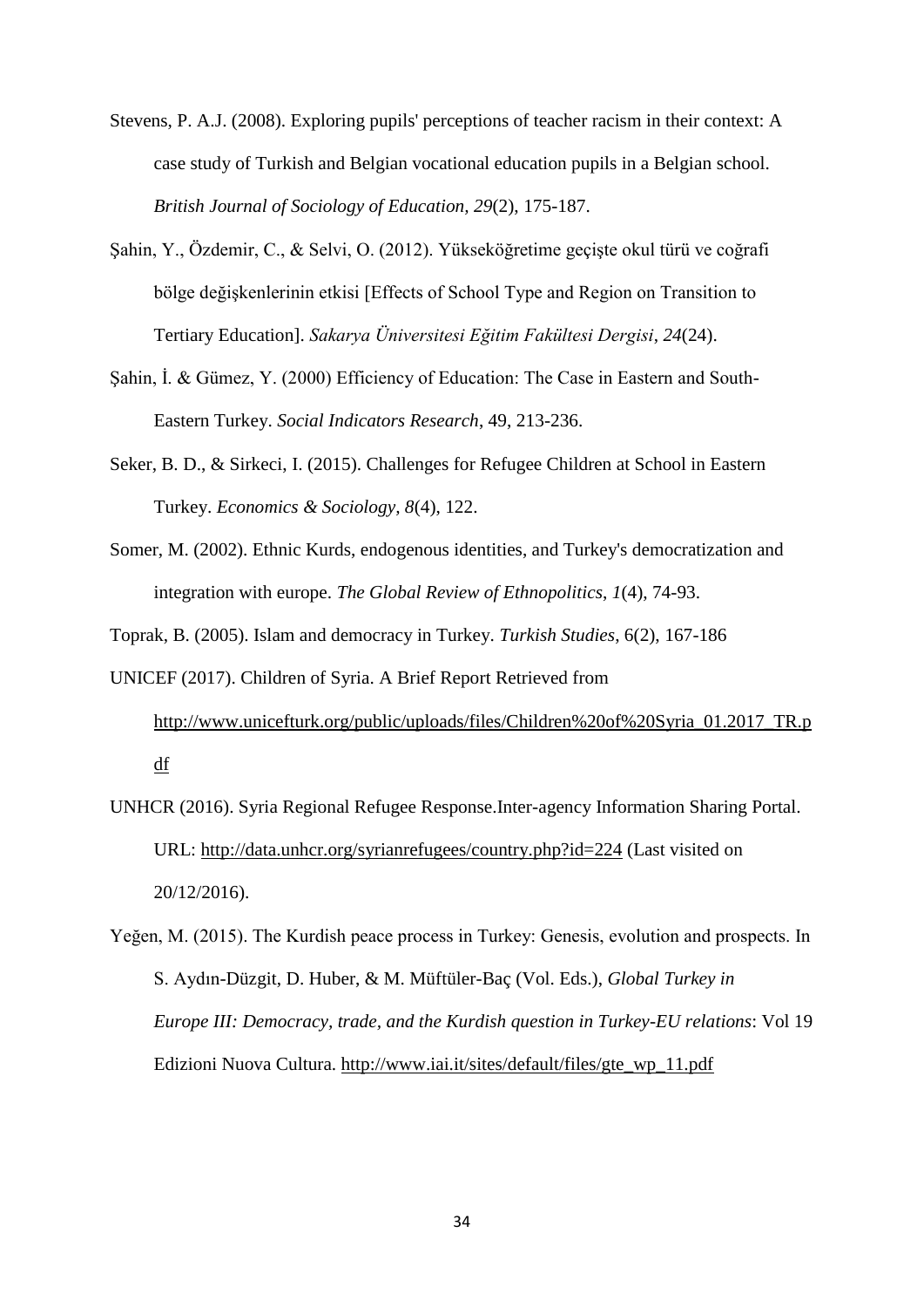Stevens, P. A.J. (2008). Exploring pupils' perceptions of teacher racism in their context: A case study of Turkish and Belgian vocational education pupils in a Belgian school. *British Journal of Sociology of Education, 29*(2), 175-187.

Şahin, Y., Özdemir, C., & Selvi, O. (2012). Yükseköğretime geçişte okul türü ve coğrafi bölge değişkenlerinin etkisi [Effects of School Type and Region on Transition to Tertiary Education]. *Sakarya Üniversitesi Eğitim Fakültesi Dergisi*, *24*(24).

Şahin, İ. & Gümez, Y. (2000) Efficiency of Education: The Case in Eastern and South-Eastern Turkey. *Social Indicators Research*, 49, 213-236.

Seker, B. D., & Sirkeci, I. (2015). Challenges for Refugee Children at School in Eastern Turkey. *Economics & Sociology, 8*(4), 122.

Somer, M. (2002). Ethnic Kurds, endogenous identities, and Turkey's democratization and integration with europe. *The Global Review of Ethnopolitics*, *1*(4), 74-93.

Toprak, B. (2005). Islam and democracy in Turkey. *Turkish Studies*, 6(2), 167-186

UNICEF (2017). Children of Syria. A Brief Report Retrieved from http://www.unicefturk.org/public/uploads/files/Children%20of%20Syria_01.2017_TR.pdf

UNHCR (2016). Syria Regional Refugee Response.Inter-agency Information Sharing Portal. URL: http://data.unhcr.org/syrianrefugees/country.php?id=224 (Last visited on 20/12/2016).

Yeğen, M. (2015). The Kurdish peace process in Turkey: Genesis, evolution and prospects. In S. Aydın-Düzgit, D. Huber, & M. Müftüler-Baç (Vol. Eds.), *Global Turkey in Europe III: Democracy, trade, and the Kurdish question in Turkey-EU relations*: Vol 19 Edizioni Nuova Cultura. http://www.iai.it/sites/default/files/gte_wp_11.pdf